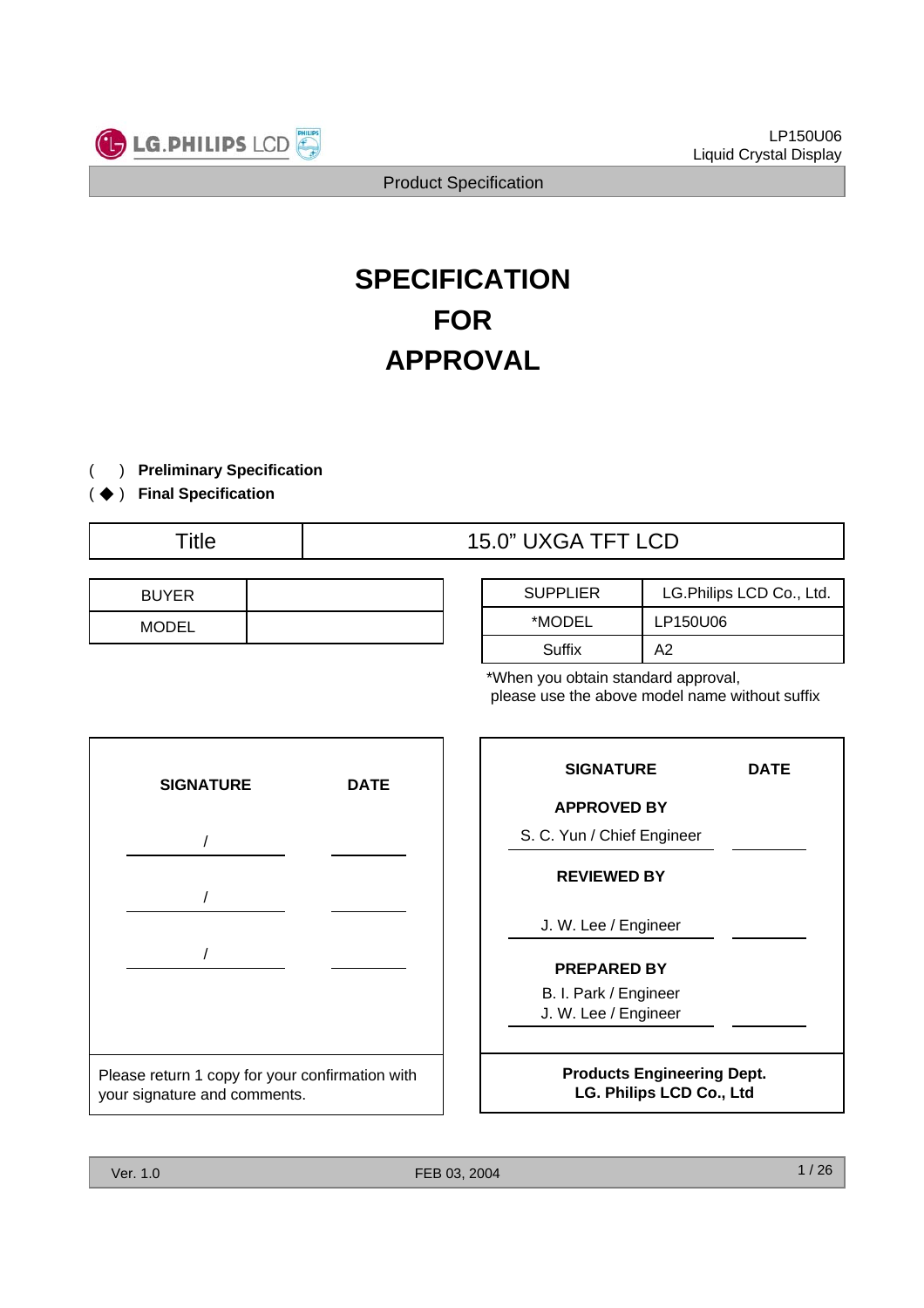# SPECIFICATION FOR APPROVAL

( ) **Preliminary Specification**

( ◆ ) **Final Specification**

| Title | 15.0" UXGA TFT LCD |
|---|---|

| BUYER | |
|---|---|
| MODEL | |

| SUPPLIER | LG.Philips LCD Co., Ltd. |
|---|---|
| *MODEL | LP150U06 |
| Suffix | A2 |

*When you obtain standard approval,
please use the above model name without suffix

| SIGNATURE | DATE |
|---|---|
| / | |
| / | |
| / | |

Please return 1 copy for your confirmation with your signature and comments.

| SIGNATURE | DATE |
|---|---|
| **APPROVED BY** | |
| S. C. Yun / Chief Engineer | |
| **REVIEWED BY** | |
| J. W. Lee / Engineer | |
| **PREPARED BY** | |
| B. I. Park / Engineer<br>J. W. Lee / Engineer | |

**Products Engineering Dept.**
**LG. Philips LCD Co., Ltd**

Ver. 1.0 FEB 03, 2004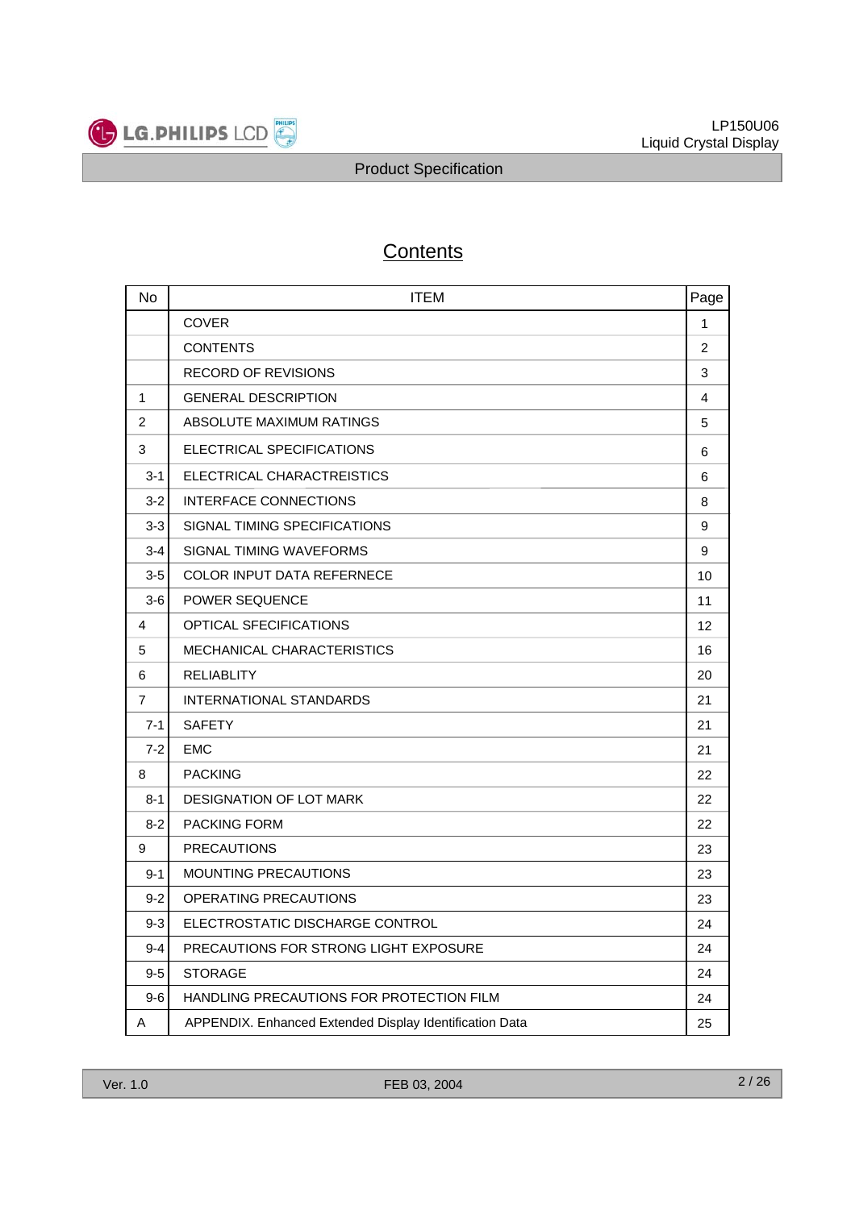# Contents

| No | ITEM | Page |
|---|---|---|
| | COVER | 1 |
| | CONTENTS | 2 |
| | RECORD OF REVISIONS | 3 |
| 1 | GENERAL DESCRIPTION | 4 |
| 2 | ABSOLUTE MAXIMUM RATINGS | 5 |
| 3 | ELECTRICAL SPECIFICATIONS | 6 |
| 3-1 | ELECTRICAL CHARACTREISTICS | 6 |
| 3-2 | INTERFACE CONNECTIONS | 8 |
| 3-3 | SIGNAL TIMING SPECIFICATIONS | 9 |
| 3-4 | SIGNAL TIMING WAVEFORMS | 9 |
| 3-5 | COLOR INPUT DATA REFERNECE | 10 |
| 3-6 | POWER SEQUENCE | 11 |
| 4 | OPTICAL SFECIFICATIONS | 12 |
| 5 | MECHANICAL CHARACTERISTICS | 16 |
| 6 | RELIABLITY | 20 |
| 7 | INTERNATIONAL STANDARDS | 21 |
| 7-1 | SAFETY | 21 |
| 7-2 | EMC | 21 |
| 8 | PACKING | 22 |
| 8-1 | DESIGNATION OF LOT MARK | 22 |
| 8-2 | PACKING FORM | 22 |
| 9 | PRECAUTIONS | 23 |
| 9-1 | MOUNTING PRECAUTIONS | 23 |
| 9-2 | OPERATING PRECAUTIONS | 23 |
| 9-3 | ELECTROSTATIC DISCHARGE CONTROL | 24 |
| 9-4 | PRECAUTIONS FOR STRONG LIGHT EXPOSURE | 24 |
| 9-5 | STORAGE | 24 |
| 9-6 | HANDLING PRECAUTIONS FOR PROTECTION FILM | 24 |
| A | APPENDIX. Enhanced Extended Display Identification Data | 25 |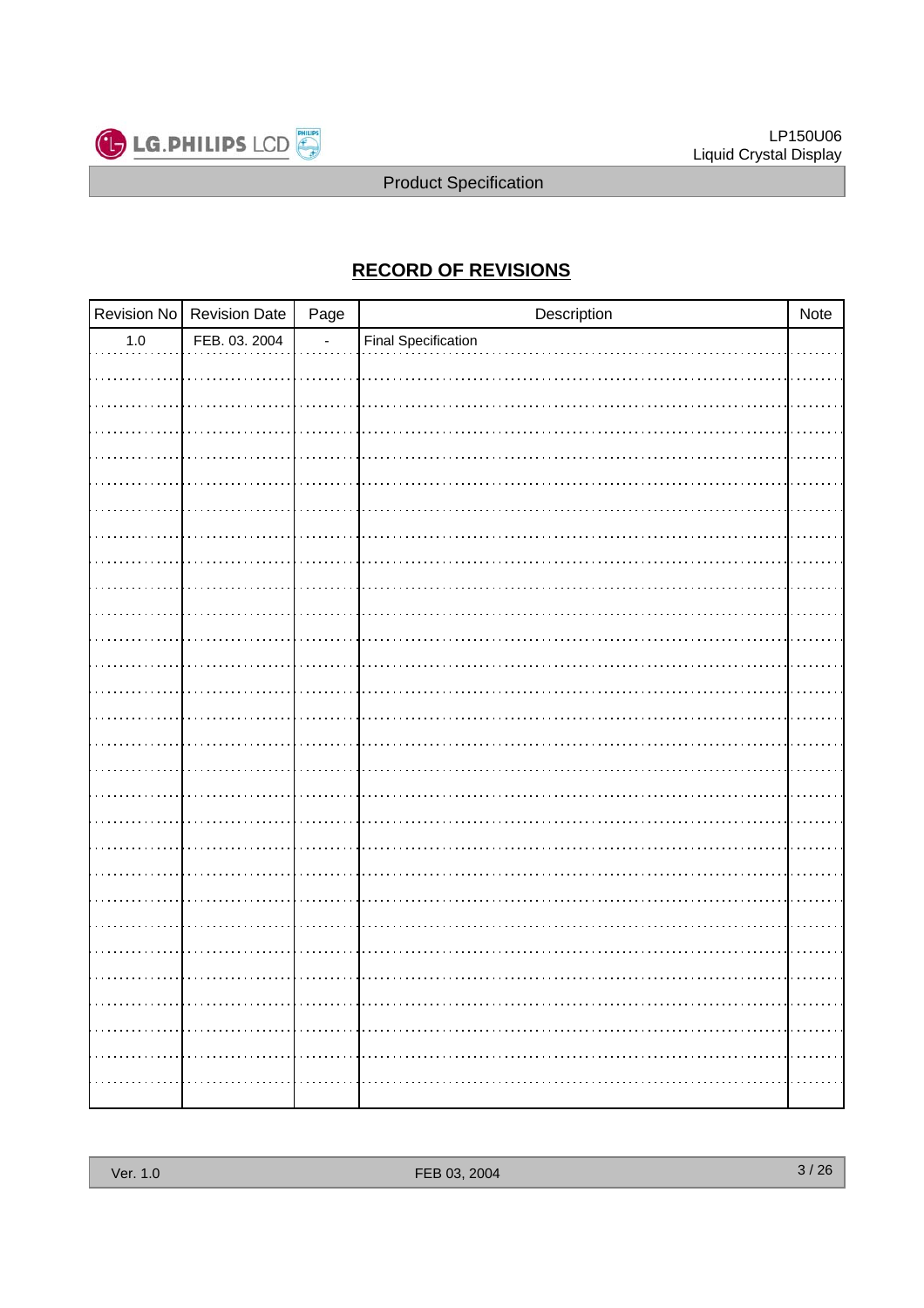## RECORD OF REVISIONS

| Revision No | Revision Date | Page | Description | Note |
|---|---|---|---|---|
| 1.0 | FEB. 03. 2004 | - | Final Specification | |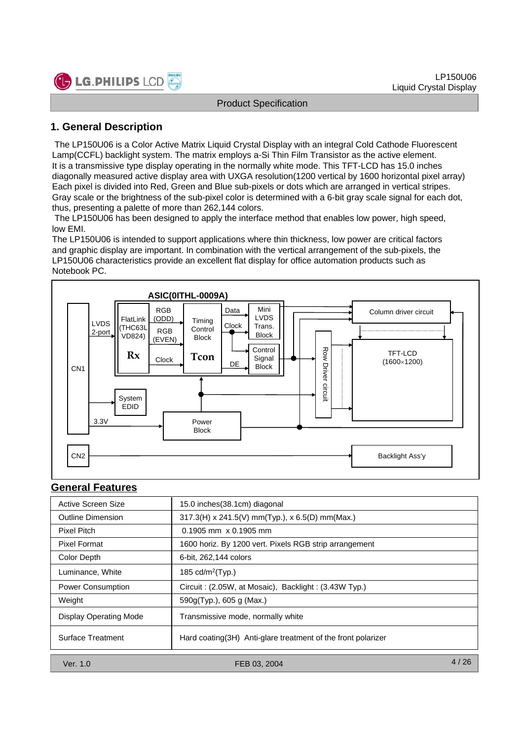## 1. General Description

The LP150U06 is a Color Active Matrix Liquid Crystal Display with an integral Cold Cathode Fluorescent Lamp(CCFL) backlight system. The matrix employs a-Si Thin Film Transistor as the active element. It is a transmissive type display operating in the normally white mode. This TFT-LCD has 15.0 inches diagonally measured active display area with UXGA resolution(1200 vertical by 1600 horizontal pixel array) Each pixel is divided into Red, Green and Blue sub-pixels or dots which are arranged in vertical stripes. Gray scale or the brightness of the sub-pixel color is determined with a 6-bit gray scale signal for each dot, thus, presenting a palette of more than 262,144 colors.

The LP150U06 has been designed to apply the interface method that enables low power, high speed, low EMI.

The LP150U06 is intended to support applications where thin thickness, low power are critical factors and graphic display are important. In combination with the vertical arrangement of the sub-pixels, the LP150U06 characteristics provide an excellent flat display for office automation products such as Notebook PC.

ASIC(0ITHL-0009A)

CN1 — LVDS 2-port — FlatLink (THC63LVD824) Rx — RGB (ODD), RGB (EVEN), Clock — Timing Control Block Tcon — Data, Clock, DE — Mini LVDS Trans. Block, Control Signal Block — Column driver circuit, Row Driver circuit — TFT-LCD (1600×1200)

System EDID — 3.3V — Power Block

CN2 — Backlight Ass'y

## General Features

| | |
|---|---|
| Active Screen Size | 15.0 inches(38.1cm) diagonal |
| Outline Dimension | 317.3(H) x 241.5(V) mm(Typ.), x 6.5(D) mm(Max.) |
| Pixel Pitch | 0.1905 mm x 0.1905 mm |
| Pixel Format | 1600 horiz. By 1200 vert. Pixels RGB strip arrangement |
| Color Depth | 6-bit, 262,144 colors |
| Luminance, White | 185 cd/m$^2$(Typ.) |
| Power Consumption | Circuit : (2.05W, at Mosaic), Backlight : (3.43W Typ.) |
| Weight | 590g(Typ.), 605 g (Max.) |
| Display Operating Mode | Transmissive mode, normally white |
| Surface Treatment | Hard coating(3H) Anti-glare treatment of the front polarizer |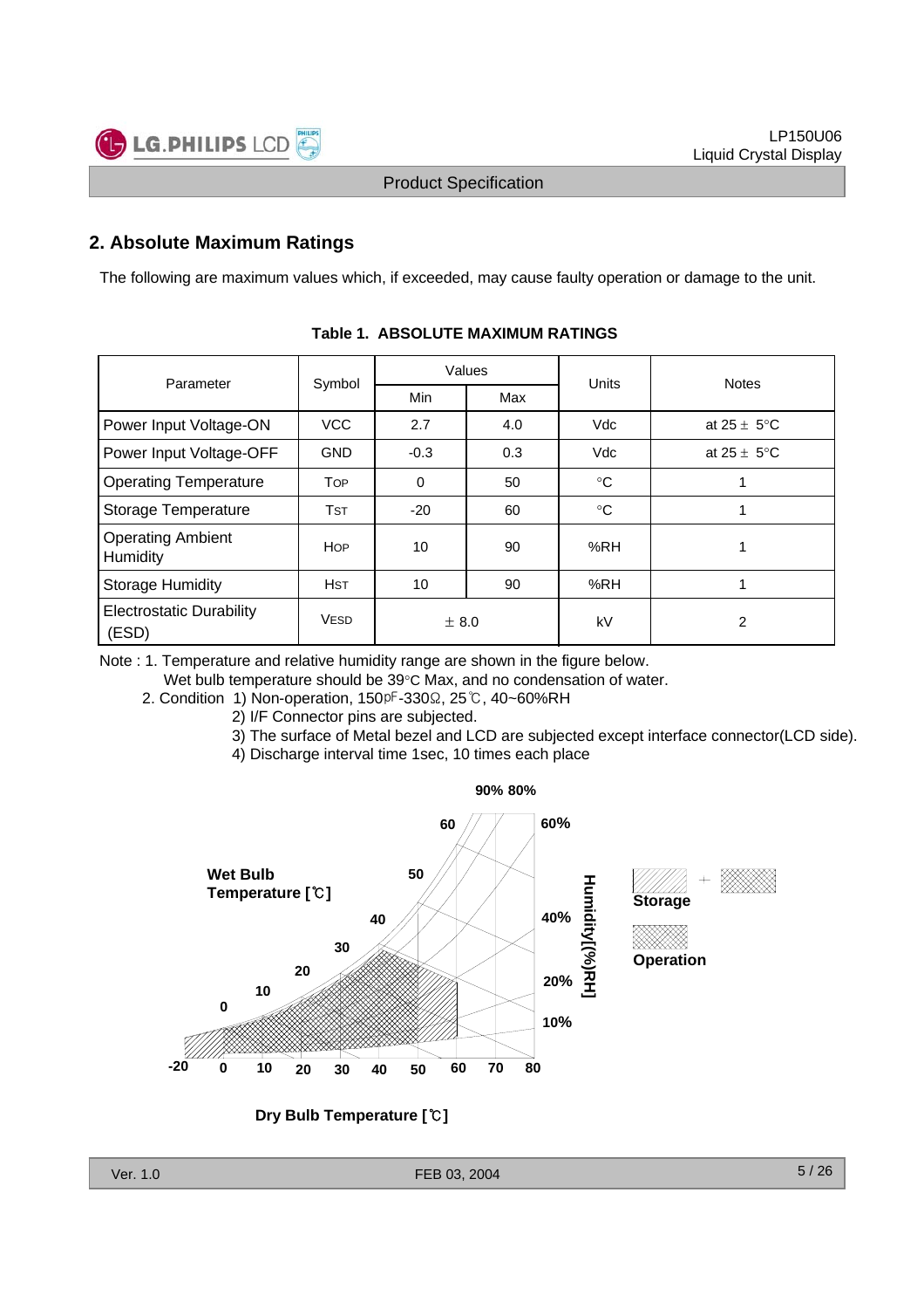## 2. Absolute Maximum Ratings

The following are maximum values which, if exceeded, may cause faulty operation or damage to the unit.

**Table 1. ABSOLUTE MAXIMUM RATINGS**

| Parameter | Symbol | Values | | Units | Notes |
|---|---|---|---|---|---|
| | | Min | Max | | |
| Power Input Voltage-ON | VCC | 2.7 | 4.0 | Vdc | at 25 ± 5°C |
| Power Input Voltage-OFF | GND | -0.3 | 0.3 | Vdc | at 25 ± 5°C |
| Operating Temperature | TOP | 0 | 50 | °C | 1 |
| Storage Temperature | TST | -20 | 60 | °C | 1 |
| Operating Ambient Humidity | HOP | 10 | 90 | %RH | 1 |
| Storage Humidity | HST | 10 | 90 | %RH | 1 |
| Electrostatic Durability (ESD) | VESD | ± 8.0 | | kV | 2 |

Note : 1. Temperature and relative humidity range are shown in the figure below.
Wet bulb temperature should be 39°C Max, and no condensation of water.

2. Condition
1) Non-operation, 150pF-330Ω, 25℃, 40~60%RH
2) I/F Connector pins are subjected.
3) The surface of Metal bezel and LCD are subjected except interface connector(LCD side).
4) Discharge interval time 1sec, 10 times each place

Wet Bulb Temperature [℃]

Humidity[(%)RH]

Storage

Operation

Dry Bulb Temperature [℃]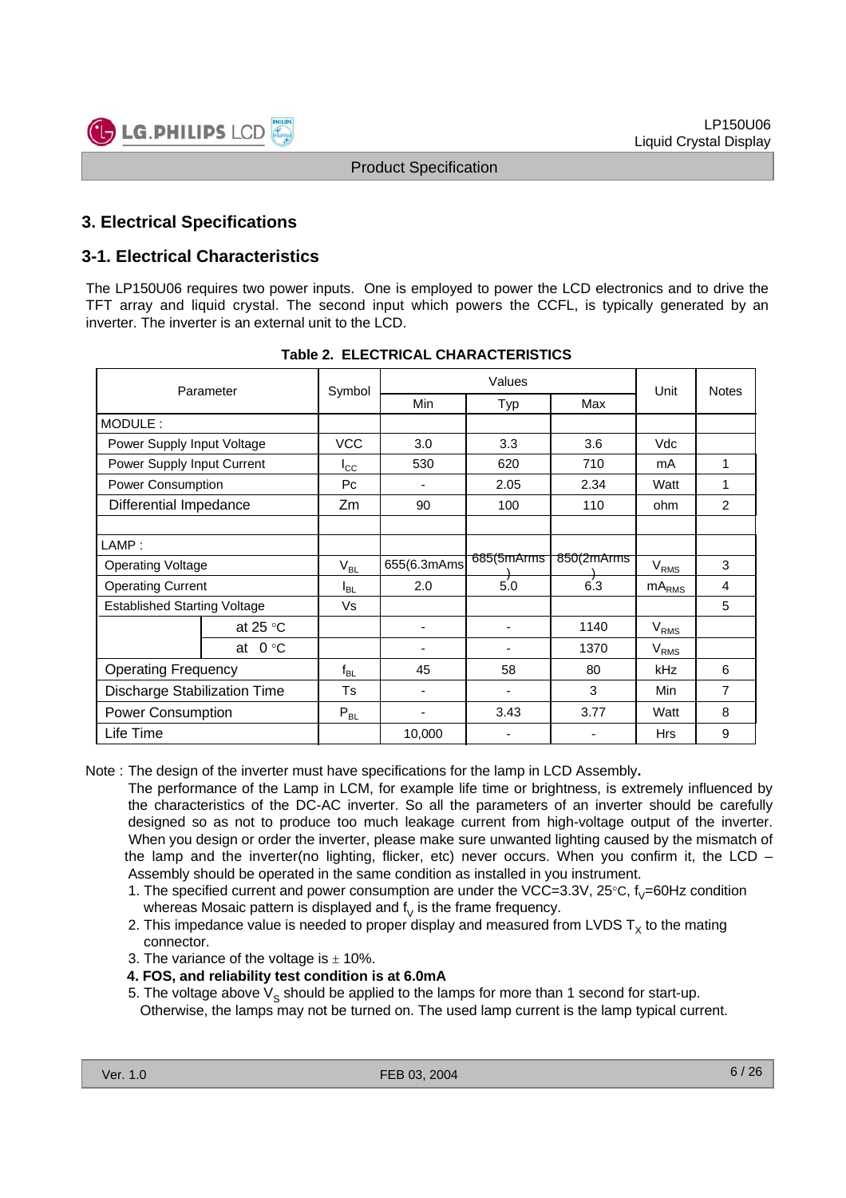# 3. Electrical Specifications

## 3-1. Electrical Characteristics

The LP150U06 requires two power inputs. One is employed to power the LCD electronics and to drive the TFT array and liquid crystal. The second input which powers the CCFL, is typically generated by an inverter. The inverter is an external unit to the LCD.

**Table 2. ELECTRICAL CHARACTERISTICS**

| Parameter | | Symbol | Values | | | Unit | Notes |
|---|---|---|---|---|---|---|---|
| | | | Min | Typ | Max | | |
| MODULE : | | | | | | | |
| Power Supply Input Voltage | | VCC | 3.0 | 3.3 | 3.6 | Vdc | |
| Power Supply Input Current | | $I_{CC}$ | 530 | 620 | 710 | mA | 1 |
| Power Consumption | | Pc | - | 2.05 | 2.34 | Watt | 1 |
| Differential Impedance | | Zm | 90 | 100 | 110 | ohm | 2 |
| | | | | | | | |
| LAMP : | | | | | | | |
| Operating Voltage | | $V_{BL}$ | 655(6.3mAms) | 685(5mArms) | 850(2mArms) | $V_{RMS}$ | 3 |
| Operating Current | | $I_{BL}$ | 2.0 | 5.0 | 6.3 | $mA_{RMS}$ | 4 |
| Established Starting Voltage | | Vs | | | | | 5 |
| | at 25 °C | | - | - | 1140 | $V_{RMS}$ | |
| | at 0 °C | | - | - | 1370 | $V_{RMS}$ | |
| Operating Frequency | | $f_{BL}$ | 45 | 58 | 80 | kHz | 6 |
| Discharge Stabilization Time | | Ts | - | - | 3 | Min | 7 |
| Power Consumption | | $P_{BL}$ | - | 3.43 | 3.77 | Watt | 8 |
| Life Time | | | 10,000 | - | - | Hrs | 9 |

Note : The design of the inverter must have specifications for the lamp in LCD Assembly**.**

The performance of the Lamp in LCM, for example life time or brightness, is extremely influenced by the characteristics of the DC-AC inverter. So all the parameters of an inverter should be carefully designed so as not to produce too much leakage current from high-voltage output of the inverter. When you design or order the inverter, please make sure unwanted lighting caused by the mismatch of the lamp and the inverter(no lighting, flicker, etc) never occurs. When you confirm it, the LCD – Assembly should be operated in the same condition as installed in you instrument.

1. The specified current and power consumption are under the VCC=3.3V, 25°C, $f_V$=60Hz condition whereas Mosaic pattern is displayed and $f_V$ is the frame frequency.
2. This impedance value is needed to proper display and measured from LVDS $T_X$ to the mating connector.
3. The variance of the voltage is ± 10%.
4. **FOS, and reliability test condition is at 6.0mA**
5. The voltage above $V_S$ should be applied to the lamps for more than 1 second for start-up. Otherwise, the lamps may not be turned on. The used lamp current is the lamp typical current.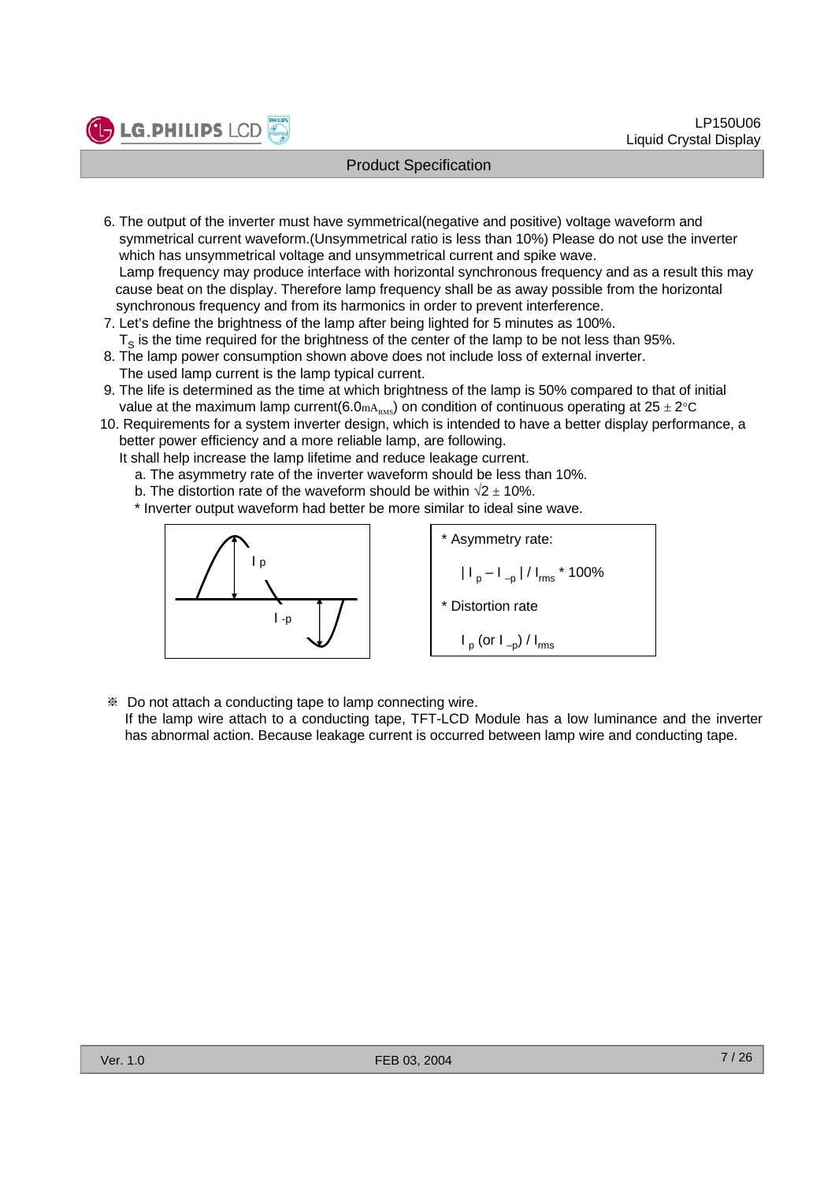6. The output of the inverter must have symmetrical(negative and positive) voltage waveform and symmetrical current waveform.(Unsymmetrical ratio is less than 10%) Please do not use the inverter which has unsymmetrical voltage and unsymmetrical current and spike wave.
   Lamp frequency may produce interface with horizontal synchronous frequency and as a result this may cause beat on the display. Therefore lamp frequency shall be as away possible from the horizontal synchronous frequency and from its harmonics in order to prevent interference.
7. Let's define the brightness of the lamp after being lighted for 5 minutes as 100%.
   $T_S$ is the time required for the brightness of the center of the lamp to be not less than 95%.
8. The lamp power consumption shown above does not include loss of external inverter.
   The used lamp current is the lamp typical current.
9. The life is determined as the time at which brightness of the lamp is 50% compared to that of initial value at the maximum lamp current(6.0$mA_{RMS}$) on condition of continuous operating at 25 ± 2°C
10. Requirements for a system inverter design, which is intended to have a better display performance, a better power efficiency and a more reliable lamp, are following.
    It shall help increase the lamp lifetime and reduce leakage current.
    a. The asymmetry rate of the inverter waveform should be less than 10%.
    b. The distortion rate of the waveform should be within $\sqrt{2}$ ± 10%.
    * Inverter output waveform had better be more similar to ideal sine wave.

I p

I -p

* Asymmetry rate:

  $| I_p - I_{-p} | / I_{rms} * 100\%$

* Distortion rate

  $I_p$ (or $I_{-p}$) / $I_{rms}$

※ Do not attach a conducting tape to lamp connecting wire.
If the lamp wire attach to a conducting tape, TFT-LCD Module has a low luminance and the inverter has abnormal action. Because leakage current is occurred between lamp wire and conducting tape.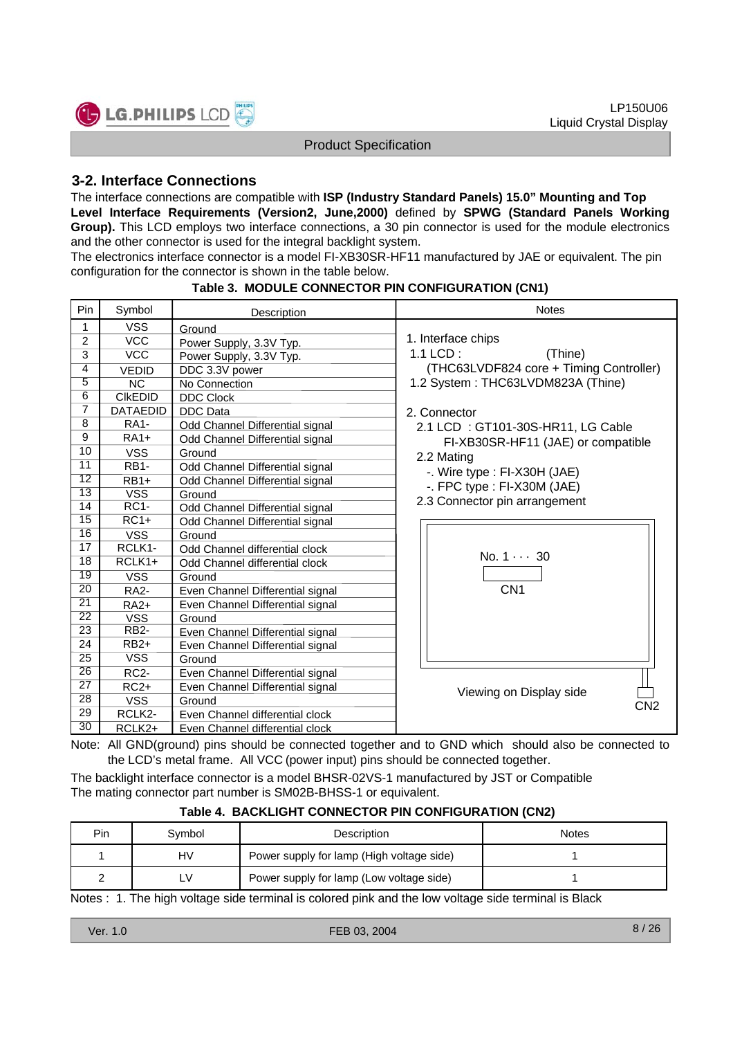## 3-2. Interface Connections

The interface connections are compatible with **ISP (Industry Standard Panels) 15.0" Mounting and Top Level Interface Requirements (Version2, June,2000)** defined by **SPWG (Standard Panels Working Group).** This LCD employs two interface connections, a 30 pin connector is used for the module electronics and the other connector is used for the integral backlight system.

The electronics interface connector is a model FI-XB30SR-HF11 manufactured by JAE or equivalent. The pin configuration for the connector is shown in the table below.

**Table 3. MODULE CONNECTOR PIN CONFIGURATION (CN1)**

| Pin | Symbol | Description | Notes |
|---|---|---|---|
| 1 | VSS | Ground | 1. Interface chips<br>1.1 LCD : (Thine)<br>(THC63LVDF824 core + Timing Controller)<br>1.2 System : THC63LVDM823A (Thine)<br><br>2. Connector<br>2.1 LCD : GT101-30S-HR11, LG Cable<br>FI-XB30SR-HF11 (JAE) or compatible<br>2.2 Mating<br>-. Wire type : FI-X30H (JAE)<br>-. FPC type : FI-X30M (JAE)<br>2.3 Connector pin arrangement<br><br>No. 1 ··· 30<br>CN1<br><br>Viewing on Display side<br>CN2 |
| 2 | VCC | Power Supply, 3.3V Typ. | |
| 3 | VCC | Power Supply, 3.3V Typ. | |
| 4 | VEDID | DDC 3.3V power | |
| 5 | NC | No Connection | |
| 6 | ClkEDID | DDC Clock | |
| 7 | DATAEDID | DDC Data | |
| 8 | RA1- | Odd Channel Differential signal | |
| 9 | RA1+ | Odd Channel Differential signal | |
| 10 | VSS | Ground | |
| 11 | RB1- | Odd Channel Differential signal | |
| 12 | RB1+ | Odd Channel Differential signal | |
| 13 | VSS | Ground | |
| 14 | RC1- | Odd Channel Differential signal | |
| 15 | RC1+ | Odd Channel Differential signal | |
| 16 | VSS | Ground | |
| 17 | RCLK1- | Odd Channel differential clock | |
| 18 | RCLK1+ | Odd Channel differential clock | |
| 19 | VSS | Ground | |
| 20 | RA2- | Even Channel Differential signal | |
| 21 | RA2+ | Even Channel Differential signal | |
| 22 | VSS | Ground | |
| 23 | RB2- | Even Channel Differential signal | |
| 24 | RB2+ | Even Channel Differential signal | |
| 25 | VSS | Ground | |
| 26 | RC2- | Even Channel Differential signal | |
| 27 | RC2+ | Even Channel Differential signal | |
| 28 | VSS | Ground | |
| 29 | RCLK2- | Even Channel differential clock | |
| 30 | RCLK2+ | Even Channel differential clock | |

Note: All GND(ground) pins should be connected together and to GND which should also be connected to the LCD's metal frame. All VCC (power input) pins should be connected together.

The backlight interface connector is a model BHSR-02VS-1 manufactured by JST or Compatible
The mating connector part number is SM02B-BHSS-1 or equivalent.

**Table 4. BACKLIGHT CONNECTOR PIN CONFIGURATION (CN2)**

| Pin | Symbol | Description | Notes |
|---|---|---|---|
| 1 | HV | Power supply for lamp (High voltage side) | 1 |
| 2 | LV | Power supply for lamp (Low voltage side) | 1 |

Notes : 1. The high voltage side terminal is colored pink and the low voltage side terminal is Black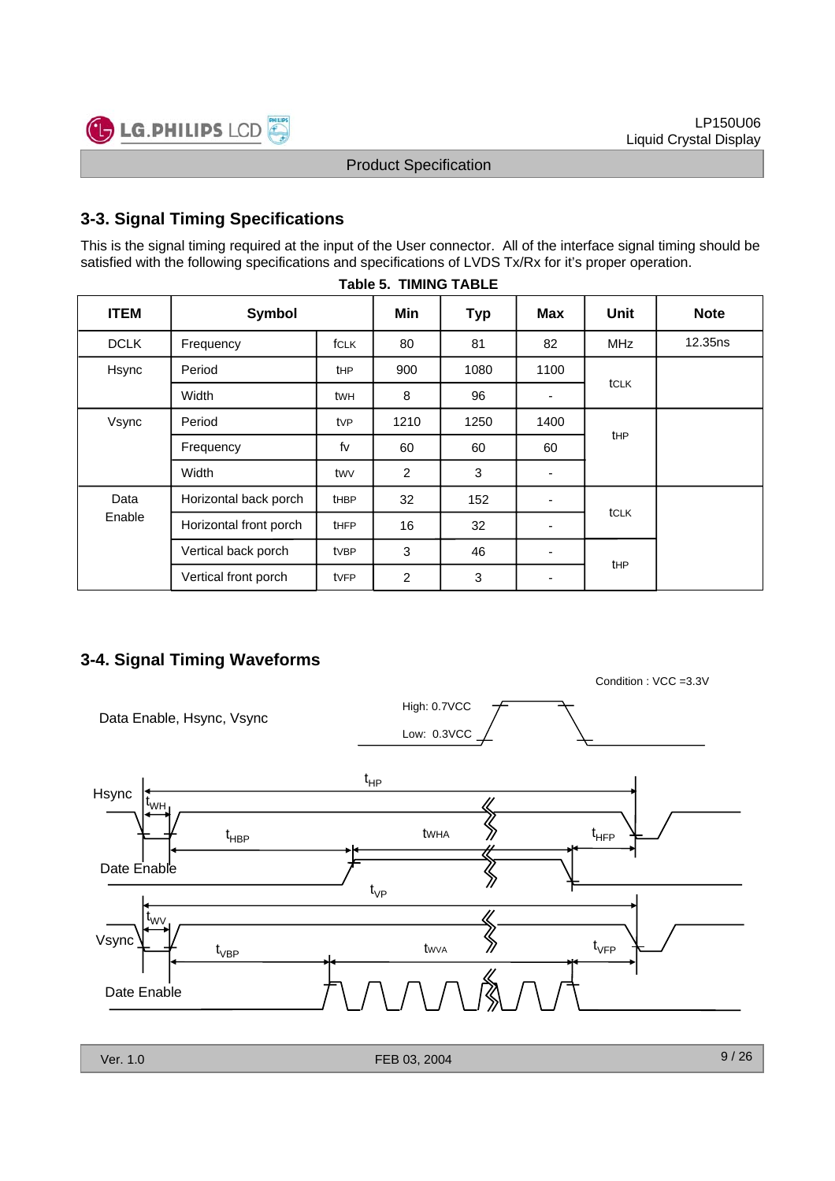## 3-3. Signal Timing Specifications

This is the signal timing required at the input of the User connector. All of the interface signal timing should be satisfied with the following specifications and specifications of LVDS Tx/Rx for it's proper operation.

**Table 5. TIMING TABLE**

| ITEM | Symbol | | Min | Typ | Max | Unit | Note |
|---|---|---|---|---|---|---|---|
| DCLK | Frequency | $f_{CLK}$ | 80 | 81 | 82 | MHz | 12.35ns |
| Hsync | Period | $t_{HP}$ | 900 | 1080 | 1100 | $t_{CLK}$ | |
| | Width | $t_{WH}$ | 8 | 96 | - | | |
| Vsync | Period | $t_{VP}$ | 1210 | 1250 | 1400 | $t_{HP}$ | |
| | Frequency | $f_V$ | 60 | 60 | 60 | | |
| | Width | $t_{WV}$ | 2 | 3 | - | | |
| Data Enable | Horizontal back porch | $t_{HBP}$ | 32 | 152 | - | $t_{CLK}$ | |
| | Horizontal front porch | $t_{HFP}$ | 16 | 32 | - | | |
| | Vertical back porch | $t_{VBP}$ | 3 | 46 | - | $t_{HP}$ | |
| | Vertical front porch | $t_{VFP}$ | 2 | 3 | - | | |

## 3-4. Signal Timing Waveforms

Condition : VCC =3.3V

Data Enable, Hsync, Vsync — High: 0.7VCC, Low: 0.3VCC

Hsync: $t_{HP}$, $t_{WH}$; Date Enable: $t_{HBP}$, $t_{WHA}$, $t_{HFP}$

Vsync: $t_{VP}$, $t_{WV}$; Date Enable: $t_{VBP}$, $t_{WVA}$, $t_{VFP}$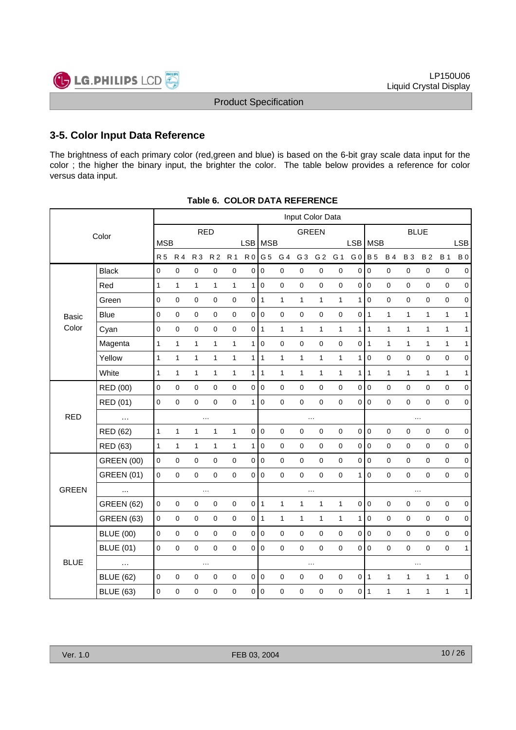## 3-5. Color Input Data Reference

The brightness of each primary color (red,green and blue) is based on the 6-bit gray scale data input for the color ; the higher the binary input, the brighter the color. The table below provides a reference for color versus data input.

**Table 6. COLOR DATA REFERENCE**

| Color | | Input Color Data | | | | | | | | | | | | | | | | | |
|---|---|---|---|---|---|---|---|---|---|---|---|---|---|---|---|---|---|---|---|
| | | RED | | | | | | GREEN | | | | | | BLUE | | | | | |
| | | MSB | | | | | LSB | MSB | | | | | LSB | MSB | | | | | LSB |
| | | R 5 | R 4 | R 3 | R 2 | R 1 | R 0 | G 5 | G 4 | G 3 | G 2 | G 1 | G 0 | B 5 | B 4 | B 3 | B 2 | B 1 | B 0 |
| Basic Color | Black | 0 | 0 | 0 | 0 | 0 | 0 | 0 | 0 | 0 | 0 | 0 | 0 | 0 | 0 | 0 | 0 | 0 | 0 |
| | Red | 1 | 1 | 1 | 1 | 1 | 1 | 0 | 0 | 0 | 0 | 0 | 0 | 0 | 0 | 0 | 0 | 0 | 0 |
| | Green | 0 | 0 | 0 | 0 | 0 | 0 | 1 | 1 | 1 | 1 | 1 | 1 | 0 | 0 | 0 | 0 | 0 | 0 |
| | Blue | 0 | 0 | 0 | 0 | 0 | 0 | 0 | 0 | 0 | 0 | 0 | 0 | 1 | 1 | 1 | 1 | 1 | 1 |
| | Cyan | 0 | 0 | 0 | 0 | 0 | 0 | 1 | 1 | 1 | 1 | 1 | 1 | 1 | 1 | 1 | 1 | 1 | 1 |
| | Magenta | 1 | 1 | 1 | 1 | 1 | 1 | 0 | 0 | 0 | 0 | 0 | 0 | 1 | 1 | 1 | 1 | 1 | 1 |
| | Yellow | 1 | 1 | 1 | 1 | 1 | 1 | 1 | 1 | 1 | 1 | 1 | 1 | 0 | 0 | 0 | 0 | 0 | 0 |
| | White | 1 | 1 | 1 | 1 | 1 | 1 | 1 | 1 | 1 | 1 | 1 | 1 | 1 | 1 | 1 | 1 | 1 | 1 |
| RED | RED (00) | 0 | 0 | 0 | 0 | 0 | 0 | 0 | 0 | 0 | 0 | 0 | 0 | 0 | 0 | 0 | 0 | 0 | 0 |
| | RED (01) | 0 | 0 | 0 | 0 | 0 | 1 | 0 | 0 | 0 | 0 | 0 | 0 | 0 | 0 | 0 | 0 | 0 | 0 |
| | … | … | | | | | | … | | | | | | … | | | | | |
| | RED (62) | 1 | 1 | 1 | 1 | 1 | 0 | 0 | 0 | 0 | 0 | 0 | 0 | 0 | 0 | 0 | 0 | 0 | 0 |
| | RED (63) | 1 | 1 | 1 | 1 | 1 | 1 | 0 | 0 | 0 | 0 | 0 | 0 | 0 | 0 | 0 | 0 | 0 | 0 |
| GREEN | GREEN (00) | 0 | 0 | 0 | 0 | 0 | 0 | 0 | 0 | 0 | 0 | 0 | 0 | 0 | 0 | 0 | 0 | 0 | 0 |
| | GREEN (01) | 0 | 0 | 0 | 0 | 0 | 0 | 0 | 0 | 0 | 0 | 0 | 1 | 0 | 0 | 0 | 0 | 0 | 0 |
| | ... | … | | | | | | … | | | | | | … | | | | | |
| | GREEN (62) | 0 | 0 | 0 | 0 | 0 | 0 | 1 | 1 | 1 | 1 | 1 | 0 | 0 | 0 | 0 | 0 | 0 | 0 |
| | GREEN (63) | 0 | 0 | 0 | 0 | 0 | 0 | 1 | 1 | 1 | 1 | 1 | 1 | 0 | 0 | 0 | 0 | 0 | 0 |
| BLUE | BLUE (00) | 0 | 0 | 0 | 0 | 0 | 0 | 0 | 0 | 0 | 0 | 0 | 0 | 0 | 0 | 0 | 0 | 0 | 0 |
| | BLUE (01) | 0 | 0 | 0 | 0 | 0 | 0 | 0 | 0 | 0 | 0 | 0 | 0 | 0 | 0 | 0 | 0 | 0 | 1 |
| | … | … | | | | | | … | | | | | | … | | | | | |
| | BLUE (62) | 0 | 0 | 0 | 0 | 0 | 0 | 0 | 0 | 0 | 0 | 0 | 0 | 1 | 1 | 1 | 1 | 1 | 0 |
| | BLUE (63) | 0 | 0 | 0 | 0 | 0 | 0 | 0 | 0 | 0 | 0 | 0 | 0 | 1 | 1 | 1 | 1 | 1 | 1 |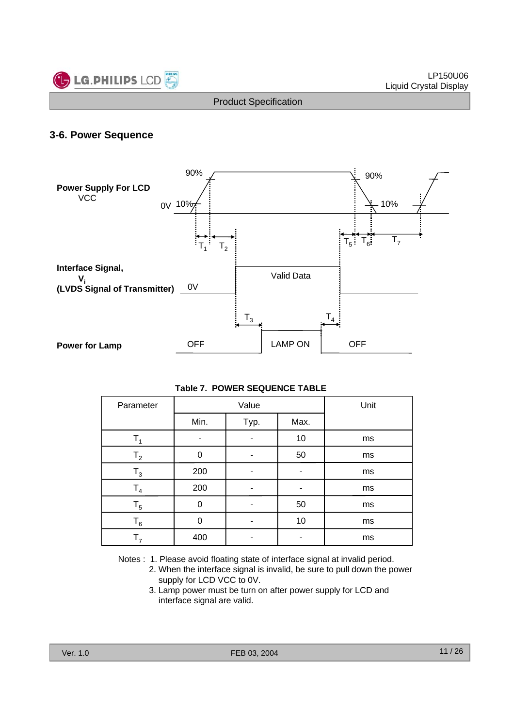## 3-6. Power Sequence

**Table 7. POWER SEQUENCE TABLE**

| Parameter | Value | | | Unit |
|---|---|---|---|---|
| | Min. | Typ. | Max. | |
| $T_1$ | - | - | 10 | ms |
| $T_2$ | 0 | - | 50 | ms |
| $T_3$ | 200 | - | - | ms |
| $T_4$ | 200 | - | - | ms |
| $T_5$ | 0 | - | 50 | ms |
| $T_6$ | 0 | - | 10 | ms |
| $T_7$ | 400 | - | - | ms |

Notes :
1. Please avoid floating state of interface signal at invalid period.
2. When the interface signal is invalid, be sure to pull down the power supply for LCD VCC to 0V.
3. Lamp power must be turn on after power supply for LCD and interface signal are valid.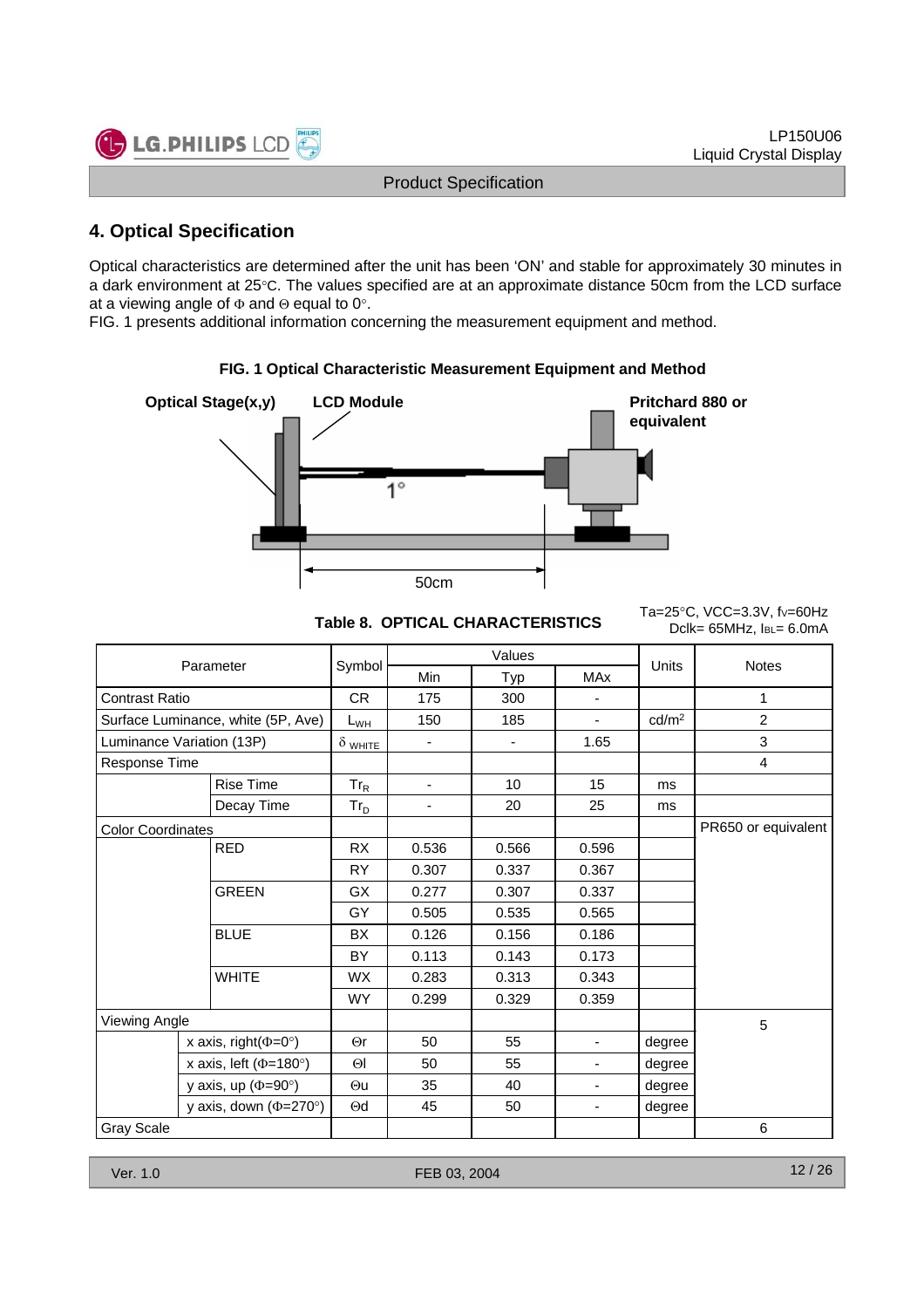## 4. Optical Specification

Optical characteristics are determined after the unit has been 'ON' and stable for approximately 30 minutes in a dark environment at 25°C. The values specified are at an approximate distance 50cm from the LCD surface at a viewing angle of Φ and Θ equal to 0°.
FIG. 1 presents additional information concerning the measurement equipment and method.

**FIG. 1 Optical Characteristic Measurement Equipment and Method**

Optical Stage(x,y) LCD Module Pritchard 880 or equivalent 1° 50cm

**Table 8. OPTICAL CHARACTERISTICS**

Ta=25°C, VCC=3.3V, fv=60Hz
Dclk= 65MHz, IBL= 6.0mA

| Parameter | | Symbol | Values | | | Units | Notes |
|---|---|---|---|---|---|---|---|
| | | | Min | Typ | MAx | | |
| Contrast Ratio | | CR | 175 | 300 | - | | 1 |
| Surface Luminance, white (5P, Ave) | | $L_{WH}$ | 150 | 185 | - | cd/m² | 2 |
| Luminance Variation (13P) | | $\delta_{WHITE}$ | - | - | 1.65 | | 3 |
| Response Time | | | | | | | 4 |
| | Rise Time | $Tr_R$ | - | 10 | 15 | ms | |
| | Decay Time | $Tr_D$ | - | 20 | 25 | ms | |
| Color Coordinates | | | | | | | PR650 or equivalent |
| | RED | RX | 0.536 | 0.566 | 0.596 | | |
| | | RY | 0.307 | 0.337 | 0.367 | | |
| | GREEN | GX | 0.277 | 0.307 | 0.337 | | |
| | | GY | 0.505 | 0.535 | 0.565 | | |
| | BLUE | BX | 0.126 | 0.156 | 0.186 | | |
| | | BY | 0.113 | 0.143 | 0.173 | | |
| | WHITE | WX | 0.283 | 0.313 | 0.343 | | |
| | | WY | 0.299 | 0.329 | 0.359 | | |
| Viewing Angle | | | | | | | 5 |
| | x axis, right(Φ=0°) | Θr | 50 | 55 | - | degree | |
| | x axis, left (Φ=180°) | Θl | 50 | 55 | - | degree | |
| | y axis, up (Φ=90°) | Θu | 35 | 40 | - | degree | |
| | y axis, down (Φ=270°) | Θd | 45 | 50 | - | degree | |
| Gray Scale | | | | | | | 6 |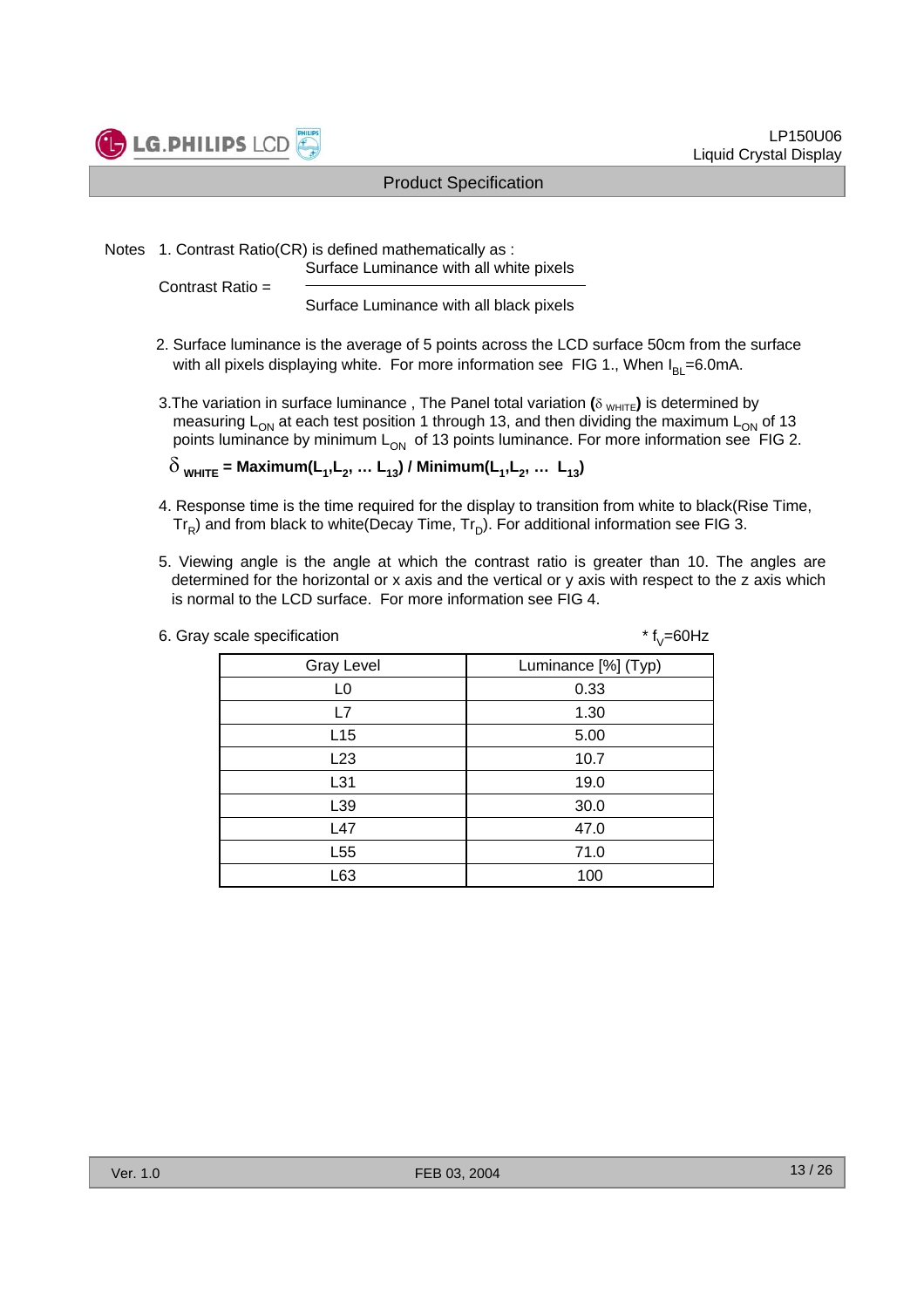Notes 1. Contrast Ratio(CR) is defined mathematically as :

$$\text{Contrast Ratio} = \frac{\text{Surface Luminance with all white pixels}}{\text{Surface Luminance with all black pixels}}$$

2. Surface luminance is the average of 5 points across the LCD surface 50cm from the surface with all pixels displaying white. For more information see FIG 1., When $I_{BL}$=6.0mA.

3. The variation in surface luminance , The Panel total variation (**$\delta_{WHITE}$**) is determined by measuring $L_{ON}$ at each test position 1 through 13, and then dividing the maximum $L_{ON}$ of 13 points luminance by minimum $L_{ON}$ of 13 points luminance. For more information see FIG 2.

$$\delta_{WHITE} = \text{Maximum}(L_1, L_2, \ldots L_{13}) \,/\, \text{Minimum}(L_1, L_2, \ldots L_{13})$$

4. Response time is the time required for the display to transition from white to black(Rise Time, $Tr_R$) and from black to white(Decay Time, $Tr_D$). For additional information see FIG 3.

5. Viewing angle is the angle at which the contrast ratio is greater than 10. The angles are determined for the horizontal or x axis and the vertical or y axis with respect to the z axis which is normal to the LCD surface. For more information see FIG 4.

6. Gray scale specification

* $f_V$=60Hz

| Gray Level | Luminance [%] (Typ) |
|---|---|
| L0 | 0.33 |
| L7 | 1.30 |
| L15 | 5.00 |
| L23 | 10.7 |
| L31 | 19.0 |
| L39 | 30.0 |
| L47 | 47.0 |
| L55 | 71.0 |
| L63 | 100 |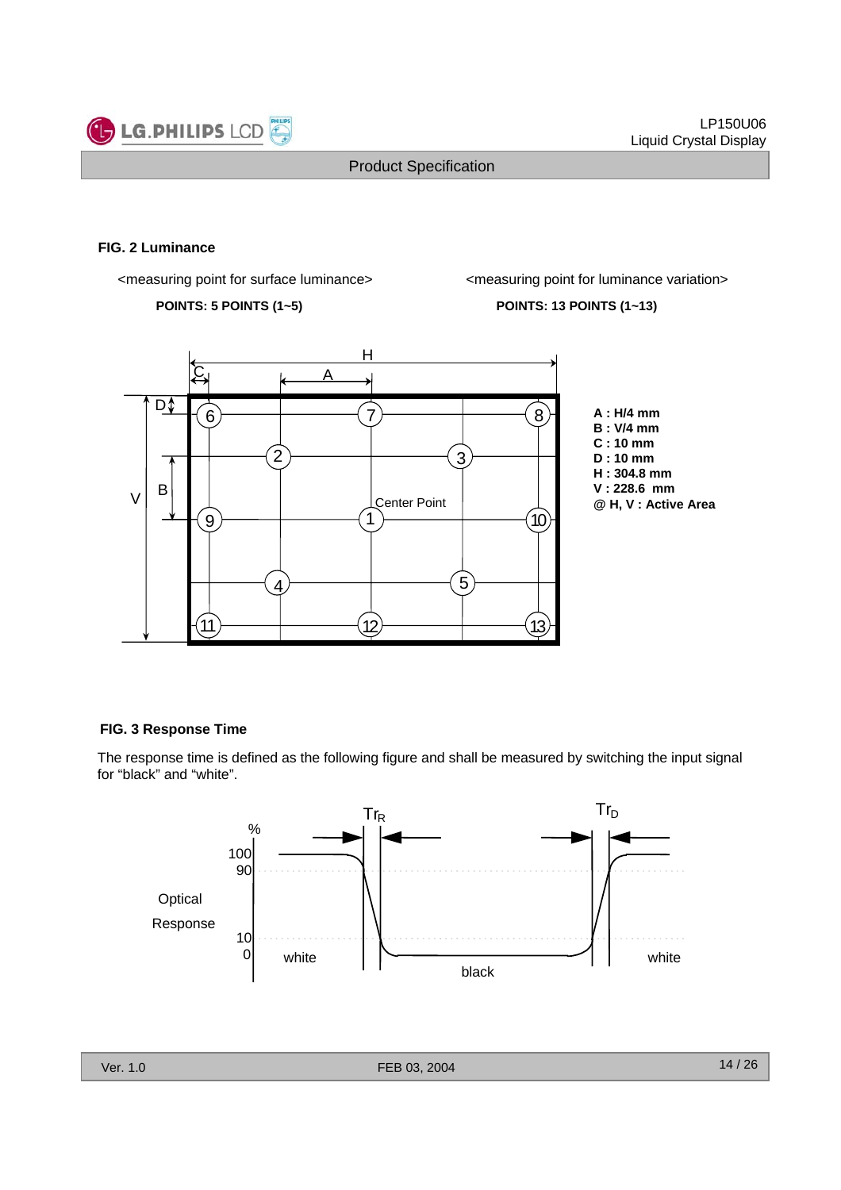### FIG. 2 Luminance

<measuring point for surface luminance>

**POINTS: 5 POINTS (1~5)**

<measuring point for luminance variation>

**POINTS: 13 POINTS (1~13)**

**A : H/4 mm**
**B : V/4 mm**
**C : 10 mm**
**D : 10 mm**
**H : 304.8 mm**
**V : 228.6 mm**
**@ H, V : Active Area**

### FIG. 3 Response Time

The response time is defined as the following figure and shall be measured by switching the input signal for “black” and “white”.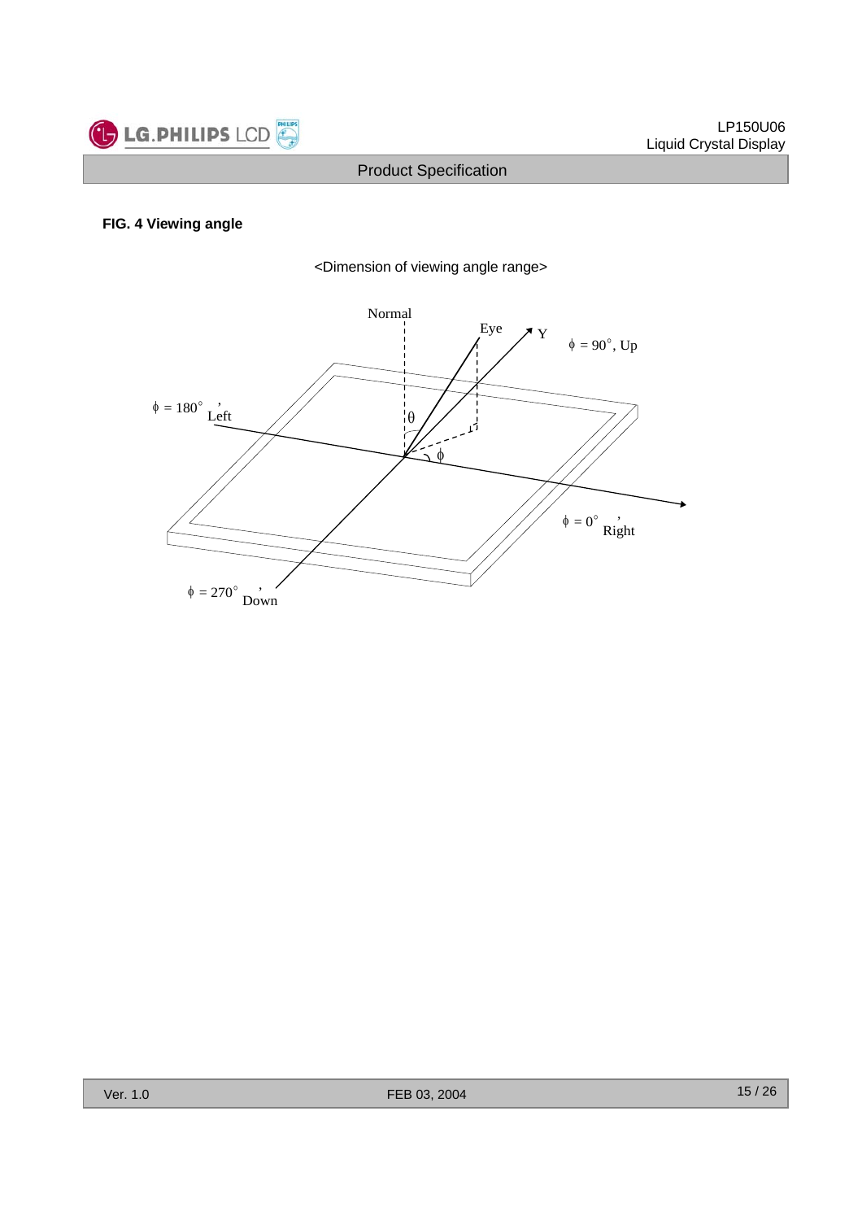**FIG. 4 Viewing angle**

<Dimension of viewing angle range>

Normal

Eye

Y

$\phi$ = 90°, Up

$\phi$ = 180°, Left

$\theta$

$\phi$

$\phi$ = 0°, Right

$\phi$ = 270°, Down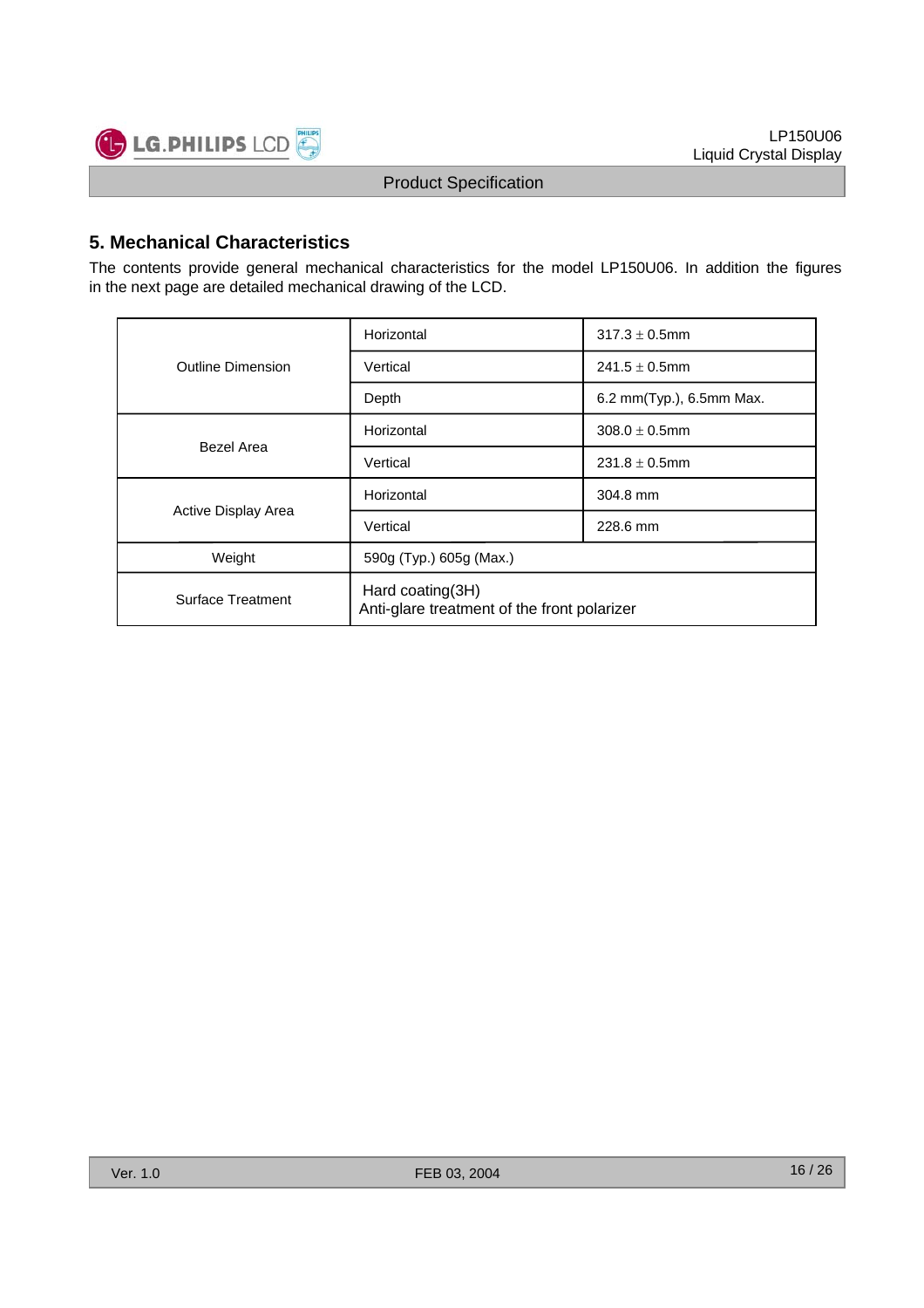## 5. Mechanical Characteristics

The contents provide general mechanical characteristics for the model LP150U06. In addition the figures in the next page are detailed mechanical drawing of the LCD.

| | | |
|---|---|---|
| Outline Dimension | Horizontal | 317.3 ± 0.5mm |
| | Vertical | 241.5 ± 0.5mm |
| | Depth | 6.2 mm(Typ.), 6.5mm Max. |
| Bezel Area | Horizontal | 308.0 ± 0.5mm |
| | Vertical | 231.8 ± 0.5mm |
| Active Display Area | Horizontal | 304.8 mm |
| | Vertical | 228.6 mm |
| Weight | 590g (Typ.) 605g (Max.) | |
| Surface Treatment | Hard coating(3H)<br>Anti-glare treatment of the front polarizer | |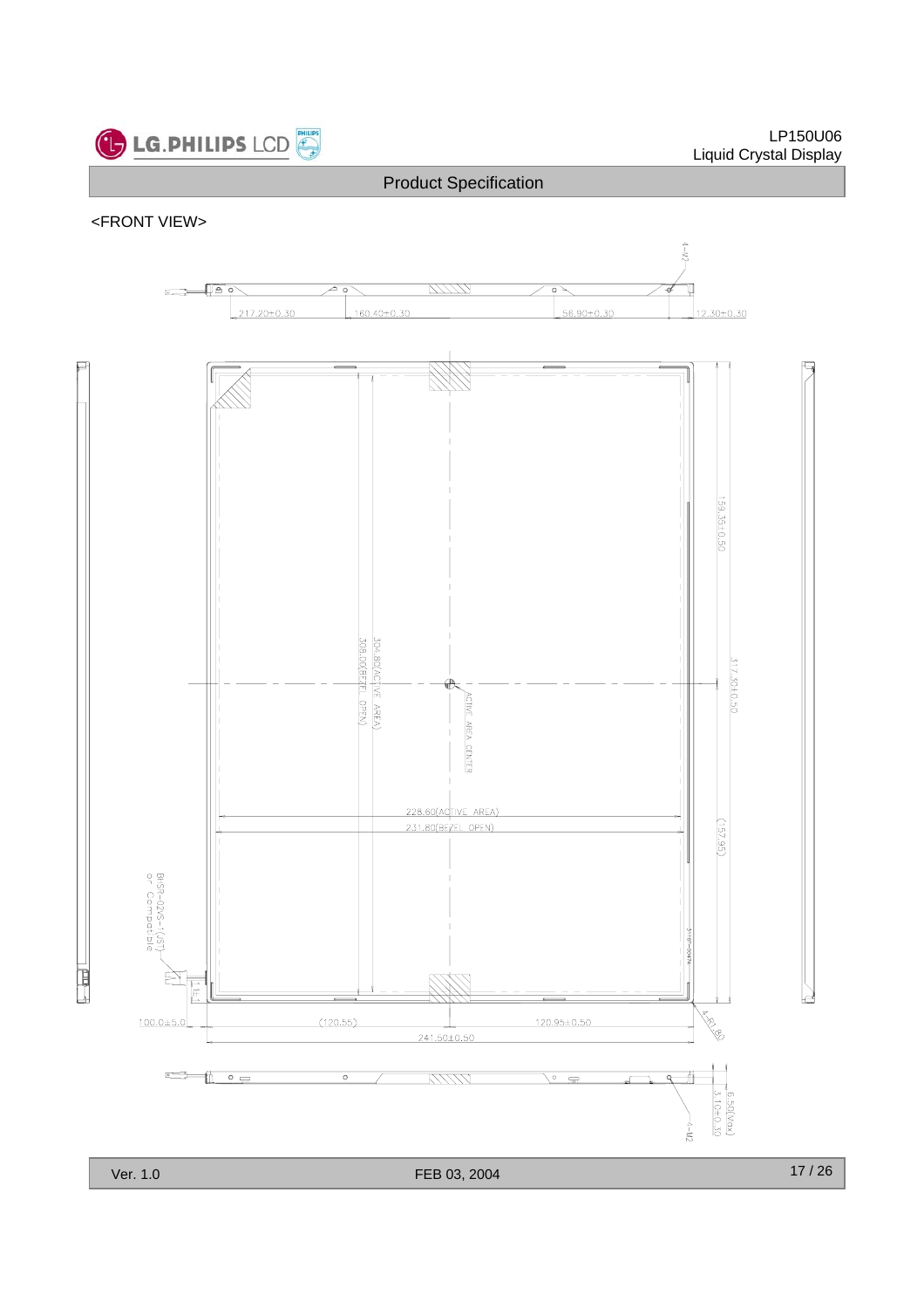<FRONT VIEW>

4-M2

217.20±0.30

160.40±0.30

56.90±0.30

12.30±0.30

159.35±0.50

317.30±0.50

304.80(ACTIVE AREA)

308.00(BEZEL OPEN)

ACTIVE AREA CENTER

228.60(ACTIVE AREA)

231.80(BEZEL OPEN)

(157.95)

BHSR-02VS-1(JST)
or Compatible

100.0±5.0

(120.55)

120.95±0.50

241.50±0.50

4-R1.80

6.50(Max)

3.10±0.30

4-M2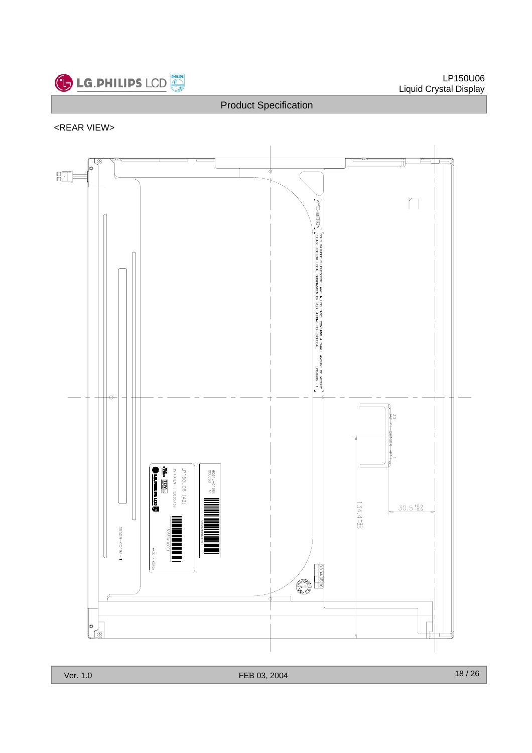<REAR VIEW>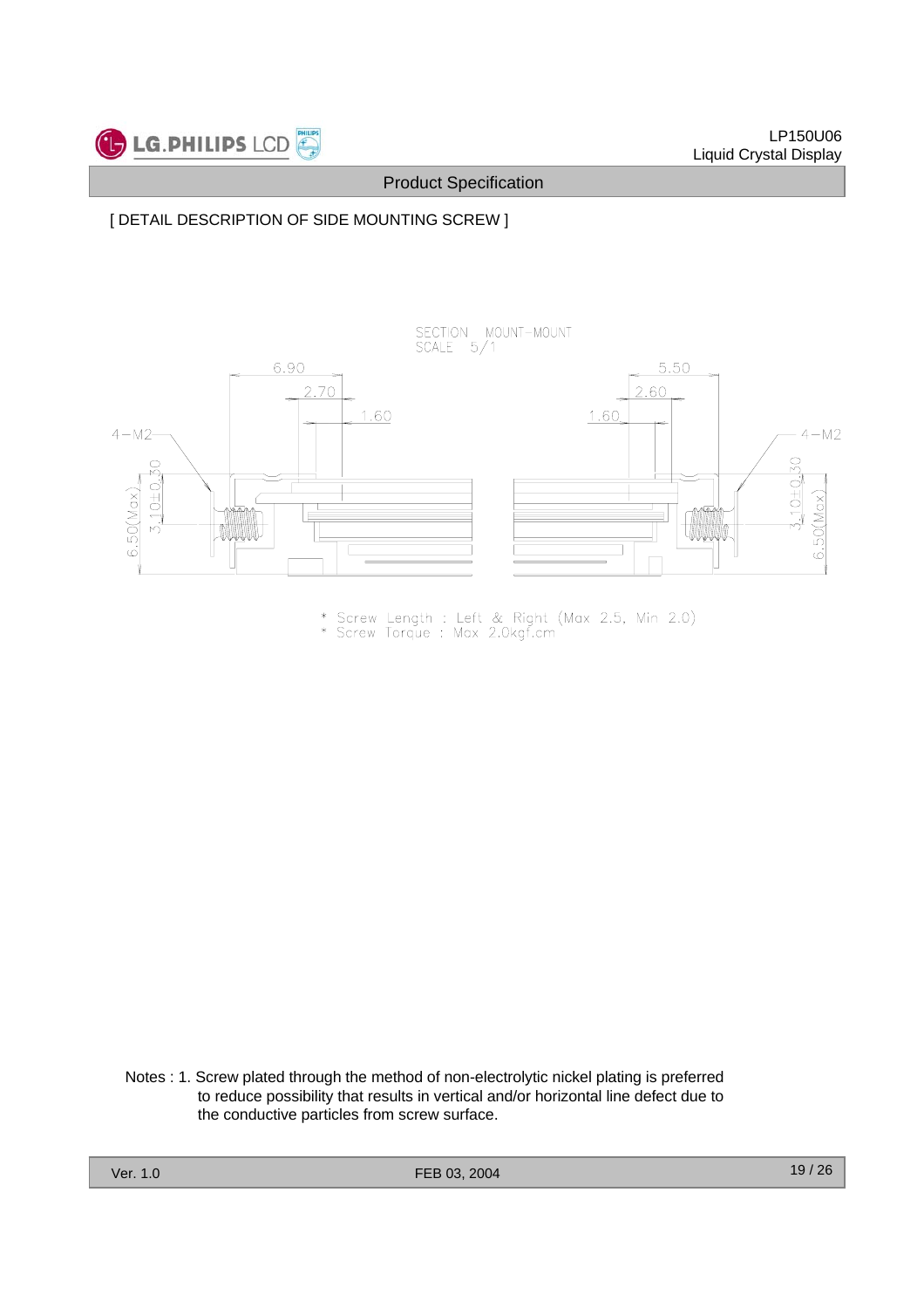[ DETAIL DESCRIPTION OF SIDE MOUNTING SCREW ]

SECTION MOUNT-MOUNT
SCALE 5/1

* Screw Length : Left & Right (Max 2.5, Min 2.0)
* Screw Torque : Max 2.0kgf.cm

Notes : 1. Screw plated through the method of non-electrolytic nickel plating is preferred to reduce possibility that results in vertical and/or horizontal line defect due to the conductive particles from screw surface.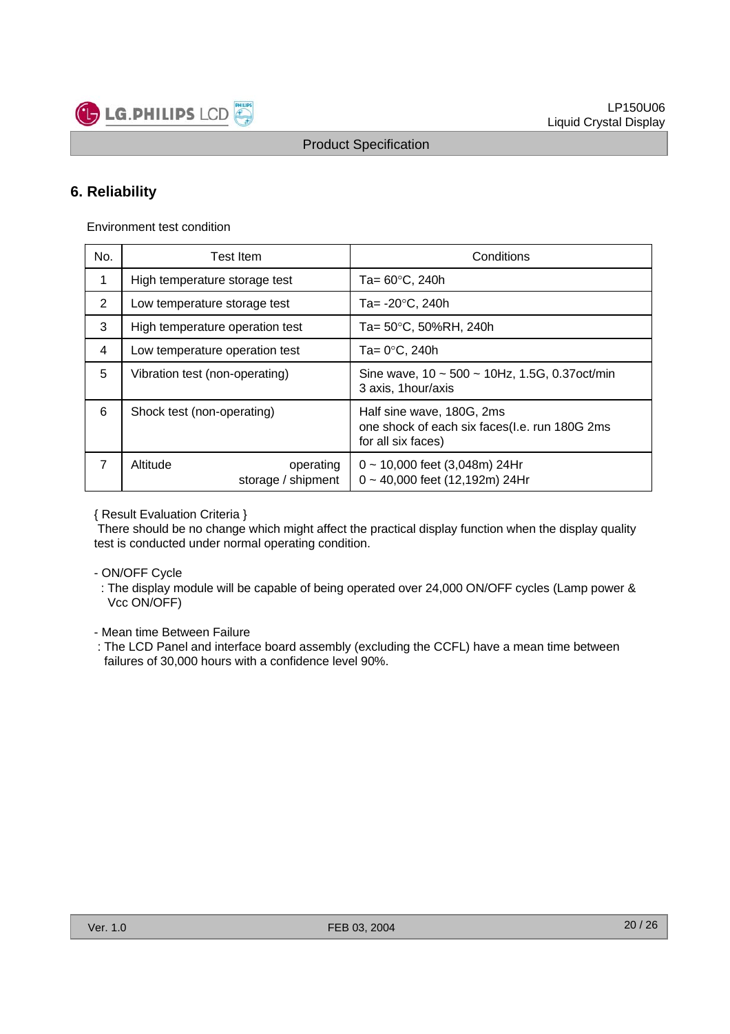## 6. Reliability

Environment test condition

| No. | Test Item | Conditions |
|---|---|---|
| 1 | High temperature storage test | Ta= 60°C, 240h |
| 2 | Low temperature storage test | Ta= -20°C, 240h |
| 3 | High temperature operation test | Ta= 50°C, 50%RH, 240h |
| 4 | Low temperature operation test | Ta= 0°C, 240h |
| 5 | Vibration test (non-operating) | Sine wave, 10 ~ 500 ~ 10Hz, 1.5G, 0.37oct/min<br>3 axis, 1hour/axis |
| 6 | Shock test (non-operating) | Half sine wave, 180G, 2ms<br>one shock of each six faces(I.e. run 180G 2ms for all six faces) |
| 7 | Altitude operating<br>storage / shipment | 0 ~ 10,000 feet (3,048m) 24Hr<br>0 ~ 40,000 feet (12,192m) 24Hr |

{ Result Evaluation Criteria }
There should be no change which might affect the practical display function when the display quality test is conducted under normal operating condition.

- ON/OFF Cycle
  : The display module will be capable of being operated over 24,000 ON/OFF cycles (Lamp power & Vcc ON/OFF)

- Mean time Between Failure
  : The LCD Panel and interface board assembly (excluding the CCFL) have a mean time between failures of 30,000 hours with a confidence level 90%.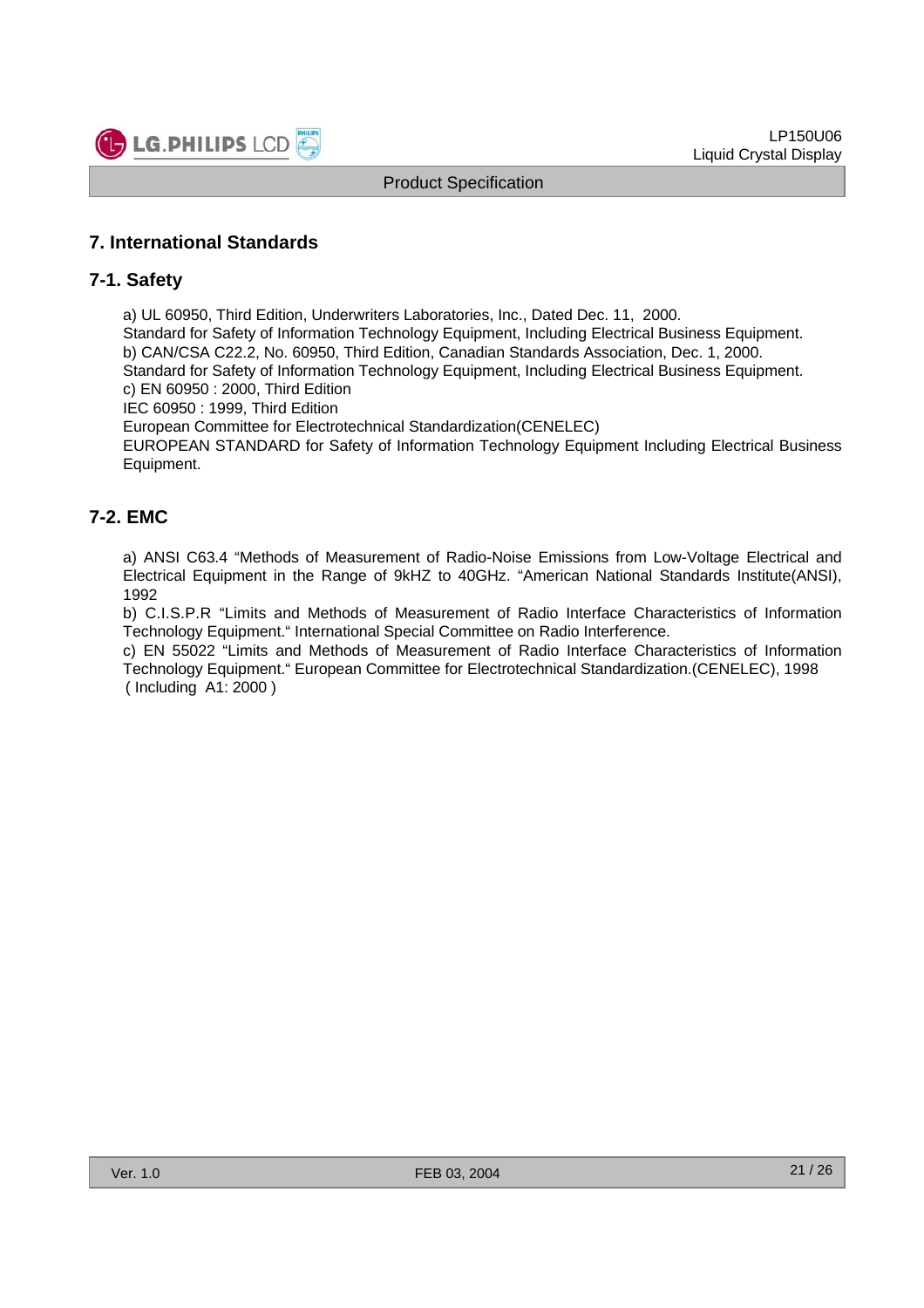## 7. International Standards

### 7-1. Safety

a) UL 60950, Third Edition, Underwriters Laboratories, Inc., Dated Dec. 11, 2000.
Standard for Safety of Information Technology Equipment, Including Electrical Business Equipment.
b) CAN/CSA C22.2, No. 60950, Third Edition, Canadian Standards Association, Dec. 1, 2000.
Standard for Safety of Information Technology Equipment, Including Electrical Business Equipment.
c) EN 60950 : 2000, Third Edition
IEC 60950 : 1999, Third Edition
European Committee for Electrotechnical Standardization(CENELEC)
EUROPEAN STANDARD for Safety of Information Technology Equipment Including Electrical Business Equipment.

### 7-2. EMC

a) ANSI C63.4 "Methods of Measurement of Radio-Noise Emissions from Low-Voltage Electrical and Electrical Equipment in the Range of 9kHZ to 40GHz. "American National Standards Institute(ANSI), 1992
b) C.I.S.P.R "Limits and Methods of Measurement of Radio Interface Characteristics of Information Technology Equipment." International Special Committee on Radio Interference.
c) EN 55022 "Limits and Methods of Measurement of Radio Interface Characteristics of Information Technology Equipment." European Committee for Electrotechnical Standardization.(CENELEC), 1998 ( Including A1: 2000 )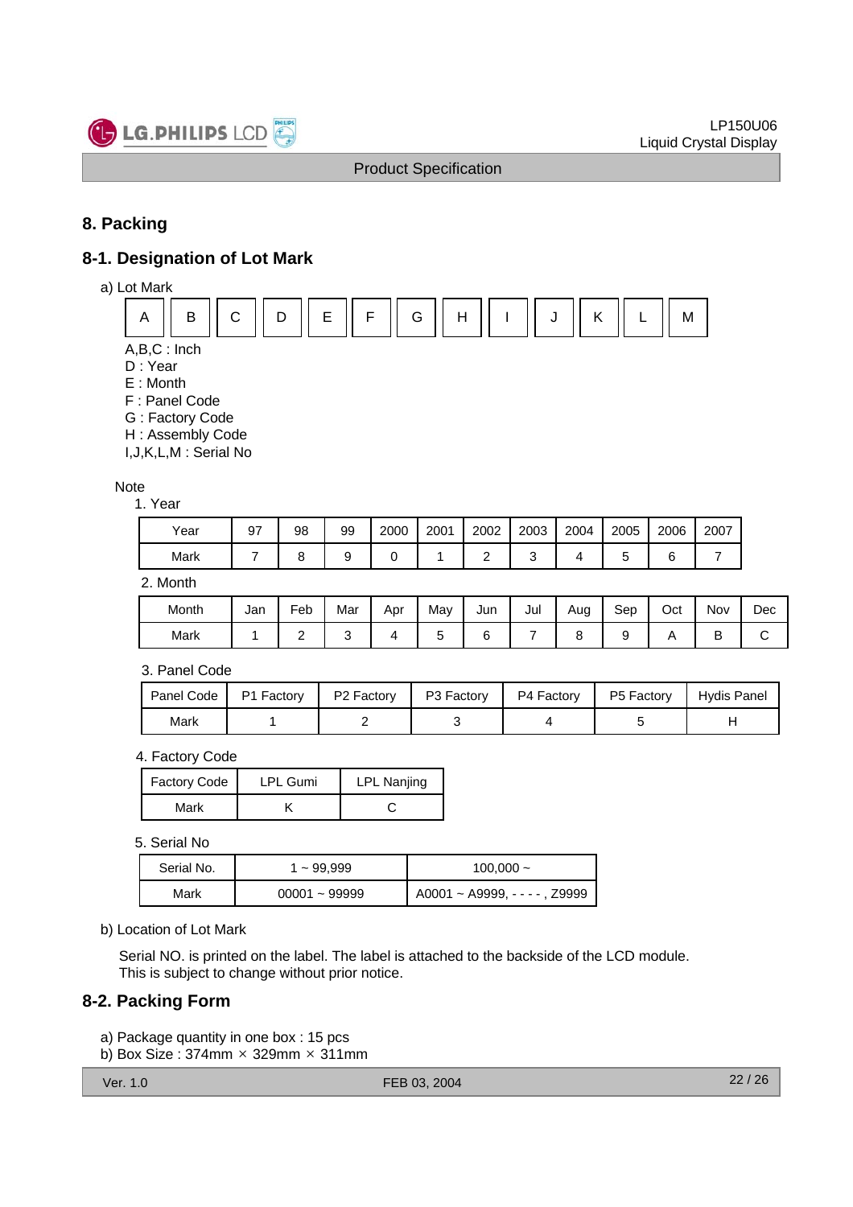## 8. Packing

### 8-1. Designation of Lot Mark

a) Lot Mark

| A | B | C | D | E | F | G | H | I | J | K | L | M |
|---|---|---|---|---|---|---|---|---|---|---|---|---|

A,B,C : Inch
D : Year
E : Month
F : Panel Code
G : Factory Code
H : Assembly Code
I,J,K,L,M : Serial No

Note

1. Year

| Year | 97 | 98 | 99 | 2000 | 2001 | 2002 | 2003 | 2004 | 2005 | 2006 | 2007 |
|---|---|---|---|---|---|---|---|---|---|---|---|
| Mark | 7 | 8 | 9 | 0 | 1 | 2 | 3 | 4 | 5 | 6 | 7 |

2. Month

| Month | Jan | Feb | Mar | Apr | May | Jun | Jul | Aug | Sep | Oct | Nov | Dec |
|---|---|---|---|---|---|---|---|---|---|---|---|---|
| Mark | 1 | 2 | 3 | 4 | 5 | 6 | 7 | 8 | 9 | A | B | C |

3. Panel Code

| Panel Code | P1 Factory | P2 Factory | P3 Factory | P4 Factory | P5 Factory | Hydis Panel |
|---|---|---|---|---|---|---|
| Mark | 1 | 2 | 3 | 4 | 5 | H |

4. Factory Code

| Factory Code | LPL Gumi | LPL Nanjing |
|---|---|---|
| Mark | K | C |

5. Serial No

| Serial No. | 1 ~ 99,999 | 100,000 ~ |
|---|---|---|
| Mark | 00001 ~ 99999 | A0001 ~ A9999, - - - - , Z9999 |

b) Location of Lot Mark

Serial NO. is printed on the label. The label is attached to the backside of the LCD module.
This is subject to change without prior notice.

### 8-2. Packing Form

a) Package quantity in one box : 15 pcs
b) Box Size : 374mm × 329mm × 311mm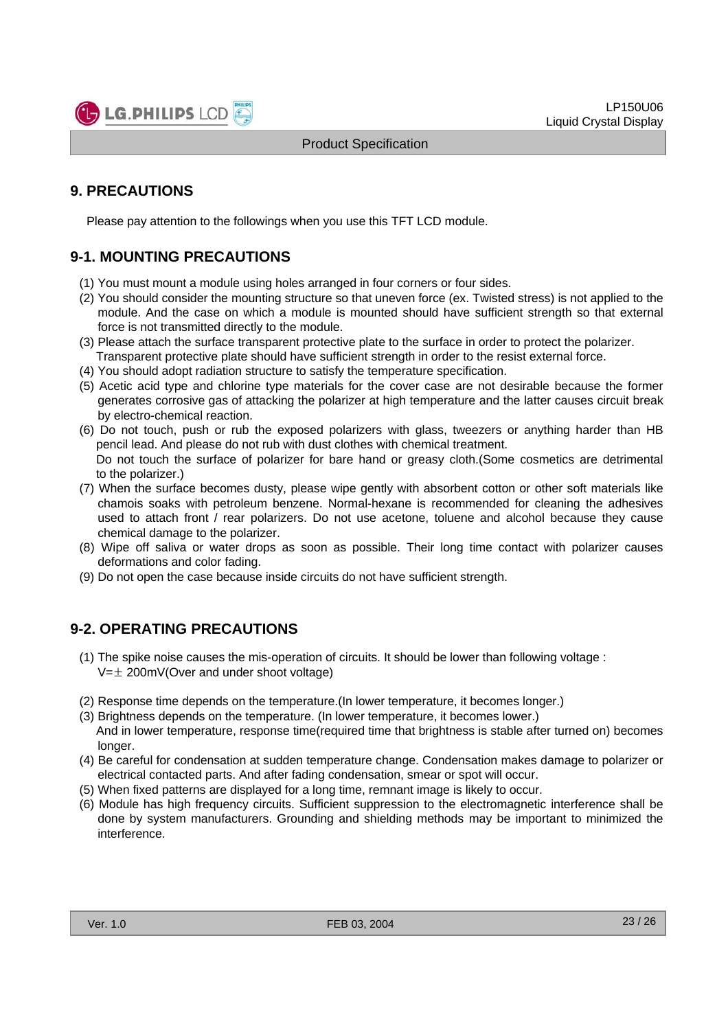## 9. PRECAUTIONS

Please pay attention to the followings when you use this TFT LCD module.

### 9-1. MOUNTING PRECAUTIONS

(1) You must mount a module using holes arranged in four corners or four sides.
(2) You should consider the mounting structure so that uneven force (ex. Twisted stress) is not applied to the module. And the case on which a module is mounted should have sufficient strength so that external force is not transmitted directly to the module.
(3) Please attach the surface transparent protective plate to the surface in order to protect the polarizer. Transparent protective plate should have sufficient strength in order to the resist external force.
(4) You should adopt radiation structure to satisfy the temperature specification.
(5) Acetic acid type and chlorine type materials for the cover case are not desirable because the former generates corrosive gas of attacking the polarizer at high temperature and the latter causes circuit break by electro-chemical reaction.
(6) Do not touch, push or rub the exposed polarizers with glass, tweezers or anything harder than HB pencil lead. And please do not rub with dust clothes with chemical treatment.
Do not touch the surface of polarizer for bare hand or greasy cloth.(Some cosmetics are detrimental to the polarizer.)
(7) When the surface becomes dusty, please wipe gently with absorbent cotton or other soft materials like chamois soaks with petroleum benzene. Normal-hexane is recommended for cleaning the adhesives used to attach front / rear polarizers. Do not use acetone, toluene and alcohol because they cause chemical damage to the polarizer.
(8) Wipe off saliva or water drops as soon as possible. Their long time contact with polarizer causes deformations and color fading.
(9) Do not open the case because inside circuits do not have sufficient strength.

### 9-2. OPERATING PRECAUTIONS

(1) The spike noise causes the mis-operation of circuits. It should be lower than following voltage :
V=± 200mV(Over and under shoot voltage)

(2) Response time depends on the temperature.(In lower temperature, it becomes longer.)
(3) Brightness depends on the temperature. (In lower temperature, it becomes lower.)
And in lower temperature, response time(required time that brightness is stable after turned on) becomes longer.
(4) Be careful for condensation at sudden temperature change. Condensation makes damage to polarizer or electrical contacted parts. And after fading condensation, smear or spot will occur.
(5) When fixed patterns are displayed for a long time, remnant image is likely to occur.
(6) Module has high frequency circuits. Sufficient suppression to the electromagnetic interference shall be done by system manufacturers. Grounding and shielding methods may be important to minimized the interference.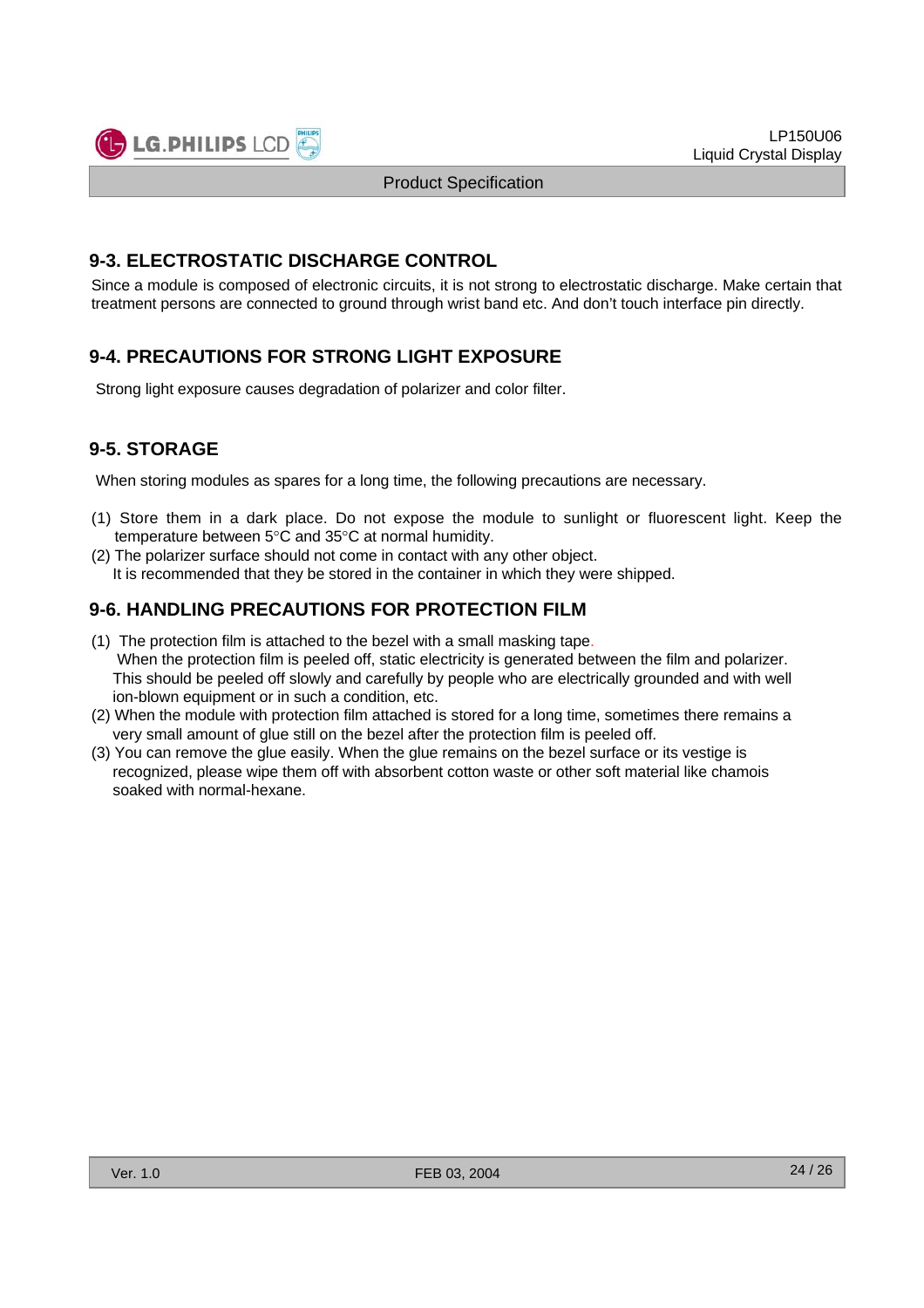## 9-3. ELECTROSTATIC DISCHARGE CONTROL

Since a module is composed of electronic circuits, it is not strong to electrostatic discharge. Make certain that treatment persons are connected to ground through wrist band etc. And don't touch interface pin directly.

## 9-4. PRECAUTIONS FOR STRONG LIGHT EXPOSURE

Strong light exposure causes degradation of polarizer and color filter.

## 9-5. STORAGE

When storing modules as spares for a long time, the following precautions are necessary.

(1) Store them in a dark place. Do not expose the module to sunlight or fluorescent light. Keep the temperature between 5°C and 35°C at normal humidity.
(2) The polarizer surface should not come in contact with any other object.
It is recommended that they be stored in the container in which they were shipped.

## 9-6. HANDLING PRECAUTIONS FOR PROTECTION FILM

(1) The protection film is attached to the bezel with a small masking tape.
When the protection film is peeled off, static electricity is generated between the film and polarizer. This should be peeled off slowly and carefully by people who are electrically grounded and with well ion-blown equipment or in such a condition, etc.
(2) When the module with protection film attached is stored for a long time, sometimes there remains a very small amount of glue still on the bezel after the protection film is peeled off.
(3) You can remove the glue easily. When the glue remains on the bezel surface or its vestige is recognized, please wipe them off with absorbent cotton waste or other soft material like chamois soaked with normal-hexane.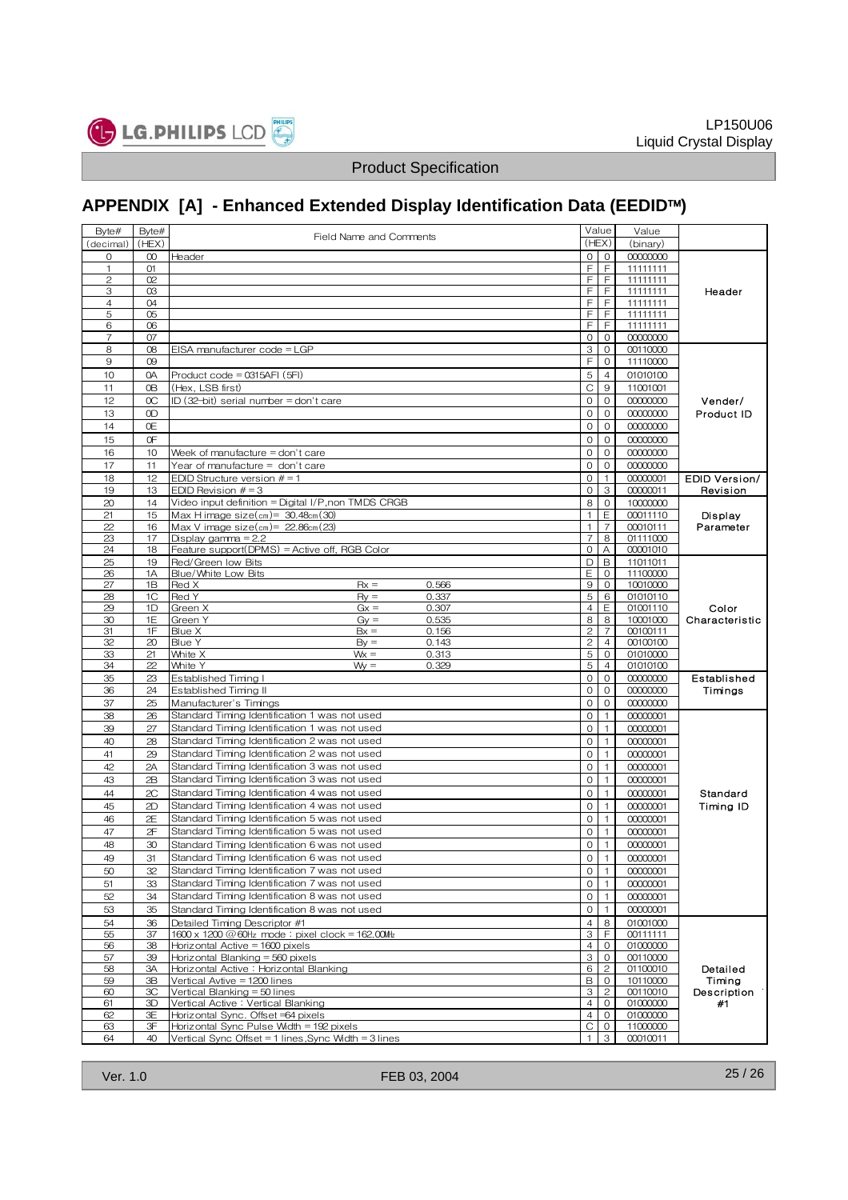## APPENDIX [A] - Enhanced Extended Display Identification Data (EEDIDTM)

| Byte# (decimal) | Byte# (HEX) | Field Name and Comments | | | Value (HEX) | | Value (binary) | |
|---|---|---|---|---|---|---|---|---|
| 0 | 00 | Header | | | 0 | 0 | 00000000 | Header |
| 1 | 01 | | | | F | F | 11111111 | |
| 2 | 02 | | | | F | F | 11111111 | |
| 3 | 03 | | | | F | F | 11111111 | |
| 4 | 04 | | | | F | F | 11111111 | |
| 5 | 05 | | | | F | F | 11111111 | |
| 6 | 06 | | | | F | F | 11111111 | |
| 7 | 07 | | | | 0 | 0 | 00000000 | |
| 8 | 08 | EISA manufacturer code = LGP | | | 3 | 0 | 00110000 | Vender/ Product ID |
| 9 | 09 | | | | F | 0 | 11110000 | |
| 10 | 0A | Product code = 0315AFI (5FI) | | | 5 | 4 | 01010100 | |
| 11 | 0B | (Hex, LSB first) | | | C | 9 | 11001001 | |
| 12 | 0C | ID (32-bit) serial number = don't care | | | 0 | 0 | 00000000 | |
| 13 | 0D | | | | 0 | 0 | 00000000 | |
| 14 | 0E | | | | 0 | 0 | 00000000 | |
| 15 | 0F | | | | 0 | 0 | 00000000 | |
| 16 | 10 | Week of manufacture = don't care | | | 0 | 0 | 00000000 | |
| 17 | 11 | Year of manufacture = don't care | | | 0 | 0 | 00000000 | |
| 18 | 12 | EDID Structure version # = 1 | | | 0 | 1 | 00000001 | EDID Version/ Revision |
| 19 | 13 | EDID Revision # = 3 | | | 0 | 3 | 00000011 | |
| 20 | 14 | Video input definition = Digital I/P,non TMDS CRGB | | | 8 | 0 | 10000000 | Display Parameter |
| 21 | 15 | Max H image size(cm)= 30.48cm(30) | | | 1 | E | 00011110 | |
| 22 | 16 | Max V image size(cm)= 22.86cm(23) | | | 1 | 7 | 00010111 | |
| 23 | 17 | Display gamma = 2.2 | | | 7 | 8 | 01111000 | |
| 24 | 18 | Feature support(DPMS) = Active off, RGB Color | | | 0 | A | 00001010 | |
| 25 | 19 | Red/Green low Bits | | | D | B | 11011011 | Color Characteristic |
| 26 | 1A | Blue/White Low Bits | | | E | 0 | 11100000 | |
| 27 | 1B | Red X | Rx = | 0.566 | 9 | 0 | 10010000 | |
| 28 | 1C | Red Y | Ry = | 0.337 | 5 | 6 | 01010110 | |
| 29 | 1D | Green X | Gx = | 0.307 | 4 | E | 01001110 | |
| 30 | 1E | Green Y | Gy = | 0.535 | 8 | 8 | 10001000 | |
| 31 | 1F | Blue X | Bx = | 0.156 | 2 | 7 | 00100111 | |
| 32 | 20 | Blue Y | By = | 0.143 | 2 | 4 | 00100100 | |
| 33 | 21 | White X | Wx = | 0.313 | 5 | 0 | 01010000 | |
| 34 | 22 | White Y | Wy = | 0.329 | 5 | 4 | 01010100 | |
| 35 | 23 | Established Timing I | | | 0 | 0 | 00000000 | Established Timings |
| 36 | 24 | Established Timing II | | | 0 | 0 | 00000000 | |
| 37 | 25 | Manufacturer's Timings | | | 0 | 0 | 00000000 | |
| 38 | 26 | Standard Timing Identification 1 was not used | | | 0 | 1 | 00000001 | Standard Timing ID |
| 39 | 27 | Standard Timing Identification 1 was not used | | | 0 | 1 | 00000001 | |
| 40 | 28 | Standard Timing Identification 2 was not used | | | 0 | 1 | 00000001 | |
| 41 | 29 | Standard Timing Identification 2 was not used | | | 0 | 1 | 00000001 | |
| 42 | 2A | Standard Timing Identification 3 was not used | | | 0 | 1 | 00000001 | |
| 43 | 2B | Standard Timing Identification 3 was not used | | | 0 | 1 | 00000001 | |
| 44 | 2C | Standard Timing Identification 4 was not used | | | 0 | 1 | 00000001 | |
| 45 | 2D | Standard Timing Identification 4 was not used | | | 0 | 1 | 00000001 | |
| 46 | 2E | Standard Timing Identification 5 was not used | | | 0 | 1 | 00000001 | |
| 47 | 2F | Standard Timing Identification 5 was not used | | | 0 | 1 | 00000001 | |
| 48 | 30 | Standard Timing Identification 6 was not used | | | 0 | 1 | 00000001 | |
| 49 | 31 | Standard Timing Identification 6 was not used | | | 0 | 1 | 00000001 | |
| 50 | 32 | Standard Timing Identification 7 was not used | | | 0 | 1 | 00000001 | |
| 51 | 33 | Standard Timing Identification 7 was not used | | | 0 | 1 | 00000001 | |
| 52 | 34 | Standard Timing Identification 8 was not used | | | 0 | 1 | 00000001 | |
| 53 | 35 | Standard Timing Identification 8 was not used | | | 0 | 1 | 00000001 | |
| 54 | 36 | Detailed Timing Descriptor #1 | | | 4 | 8 | 01001000 | Detailed Timing Description #1 |
| 55 | 37 | 1600 x 1200 @60Hz mode : pixel clock = 162.00MHz | | | 3 | F | 00111111 | |
| 56 | 38 | Horizontal Active = 1600 pixels | | | 4 | 0 | 01000000 | |
| 57 | 39 | Horizontal Blanking = 560 pixels | | | 3 | 0 | 00110000 | |
| 58 | 3A | Horizontal Active : Horizontal Blanking | | | 6 | 2 | 01100010 | |
| 59 | 3B | Vertical Avtive = 1200 lines | | | B | 0 | 10110000 | |
| 60 | 3C | Vertical Blanking = 50 lines | | | 3 | 2 | 00110010 | |
| 61 | 3D | Vertical Active : Vertical Blanking | | | 4 | 0 | 01000000 | |
| 62 | 3E | Horizontal Sync. Offset =64 pixels | | | 4 | 0 | 01000000 | |
| 63 | 3F | Horizontal Sync Pulse Width = 192 pixels | | | C | 0 | 11000000 | |
| 64 | 40 | Vertical Sync Offset = 1 lines,Sync Width = 3 lines | | | 1 | 3 | 00010011 | |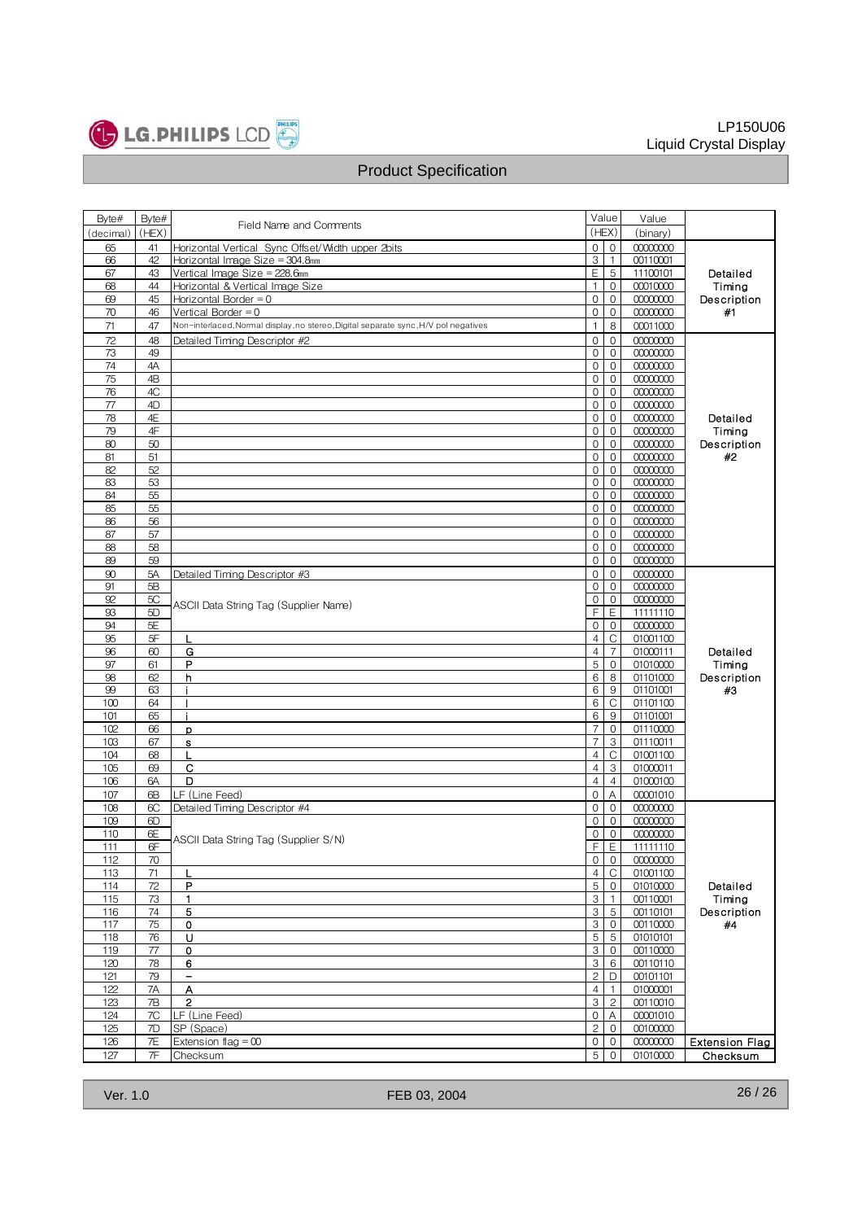## Product Specification

| Byte# (decimal) | Byte# (HEX) | Field Name and Comments | Value (HEX) | | Value (binary) | |
|---|---|---|---|---|---|---|
| 65 | 41 | Horizontal Vertical Sync Offset/Width upper 2bits | 0 | 0 | 00000000 | Detailed Timing Description #1 |
| 66 | 42 | Horizontal Image Size = 304.8mm | 3 | 1 | 00110001 | |
| 67 | 43 | Vertical Image Size = 228.6mm | E | 5 | 11100101 | |
| 68 | 44 | Horizontal & Vertical Image Size | 1 | 0 | 00010000 | |
| 69 | 45 | Horizontal Border = 0 | 0 | 0 | 00000000 | |
| 70 | 46 | Vertical Border = 0 | 0 | 0 | 00000000 | |
| 71 | 47 | Non-interlaced, Normal display, no stereo, Digital separate sync, H/V pol negatives | 1 | 8 | 00011000 | |
| 72 | 48 | Detailed Timing Descriptor #2 | 0 | 0 | 00000000 | Detailed Timing Description #2 |
| 73 | 49 | | 0 | 0 | 00000000 | |
| 74 | 4A | | 0 | 0 | 00000000 | |
| 75 | 4B | | 0 | 0 | 00000000 | |
| 76 | 4C | | 0 | 0 | 00000000 | |
| 77 | 4D | | 0 | 0 | 00000000 | |
| 78 | 4E | | 0 | 0 | 00000000 | |
| 79 | 4F | | 0 | 0 | 00000000 | |
| 80 | 50 | | 0 | 0 | 00000000 | |
| 81 | 51 | | 0 | 0 | 00000000 | |
| 82 | 52 | | 0 | 0 | 00000000 | |
| 83 | 53 | | 0 | 0 | 00000000 | |
| 84 | 55 | | 0 | 0 | 00000000 | |
| 85 | 55 | | 0 | 0 | 00000000 | |
| 86 | 56 | | 0 | 0 | 00000000 | |
| 87 | 57 | | 0 | 0 | 00000000 | |
| 88 | 58 | | 0 | 0 | 00000000 | |
| 89 | 59 | | 0 | 0 | 00000000 | |
| 90 | 5A | Detailed Timing Descriptor #3 | 0 | 0 | 00000000 | Detailed Timing Description #3 |
| 91 | 5B | | 0 | 0 | 00000000 | |
| 92 | 5C | ASCII Data String Tag (Supplier Name) | 0 | 0 | 00000000 | |
| 93 | 5D | | F | E | 11111110 | |
| 94 | 5E | | 0 | 0 | 00000000 | |
| 95 | 5F | L | 4 | C | 01001100 | |
| 96 | 60 | G | 4 | 7 | 01000111 | |
| 97 | 61 | P | 5 | 0 | 01010000 | |
| 98 | 62 | h | 6 | 8 | 01101000 | |
| 99 | 63 | i | 6 | 9 | 01101001 | |
| 100 | 64 | l | 6 | C | 01101100 | |
| 101 | 65 | i | 6 | 9 | 01101001 | |
| 102 | 66 | p | 7 | 0 | 01110000 | |
| 103 | 67 | s | 7 | 3 | 01110011 | |
| 104 | 68 | L | 4 | C | 01001100 | |
| 105 | 69 | C | 4 | 3 | 01000011 | |
| 106 | 6A | D | 4 | 4 | 01000100 | |
| 107 | 6B | LF (Line Feed) | 0 | A | 00001010 | |
| 108 | 6C | Detailed Timing Descriptor #4 | 0 | 0 | 00000000 | Detailed Timing Description #4 |
| 109 | 6D | | 0 | 0 | 00000000 | |
| 110 | 6E | ASCII Data String Tag (Supplier S/N) | 0 | 0 | 00000000 | |
| 111 | 6F | | F | E | 11111110 | |
| 112 | 70 | | 0 | 0 | 00000000 | |
| 113 | 71 | L | 4 | C | 01001100 | |
| 114 | 72 | P | 5 | 0 | 01010000 | |
| 115 | 73 | 1 | 3 | 1 | 00110001 | |
| 116 | 74 | 5 | 3 | 5 | 00110101 | |
| 117 | 75 | 0 | 3 | 0 | 00110000 | |
| 118 | 76 | U | 5 | 5 | 01010101 | |
| 119 | 77 | 0 | 3 | 0 | 00110000 | |
| 120 | 78 | 6 | 3 | 6 | 00110110 | |
| 121 | 79 | - | 2 | D | 00101101 | |
| 122 | 7A | A | 4 | 1 | 01000001 | |
| 123 | 7B | 2 | 3 | 2 | 00110010 | |
| 124 | 7C | LF (Line Feed) | 0 | A | 00001010 | |
| 125 | 7D | SP (Space) | 2 | 0 | 00100000 | |
| 126 | 7E | Extension flag = 00 | 0 | 0 | 00000000 | Extension Flag |
| 127 | 7F | Checksum | 5 | 0 | 01010000 | Checksum |

Ver. 1.0 FEB 03, 2004